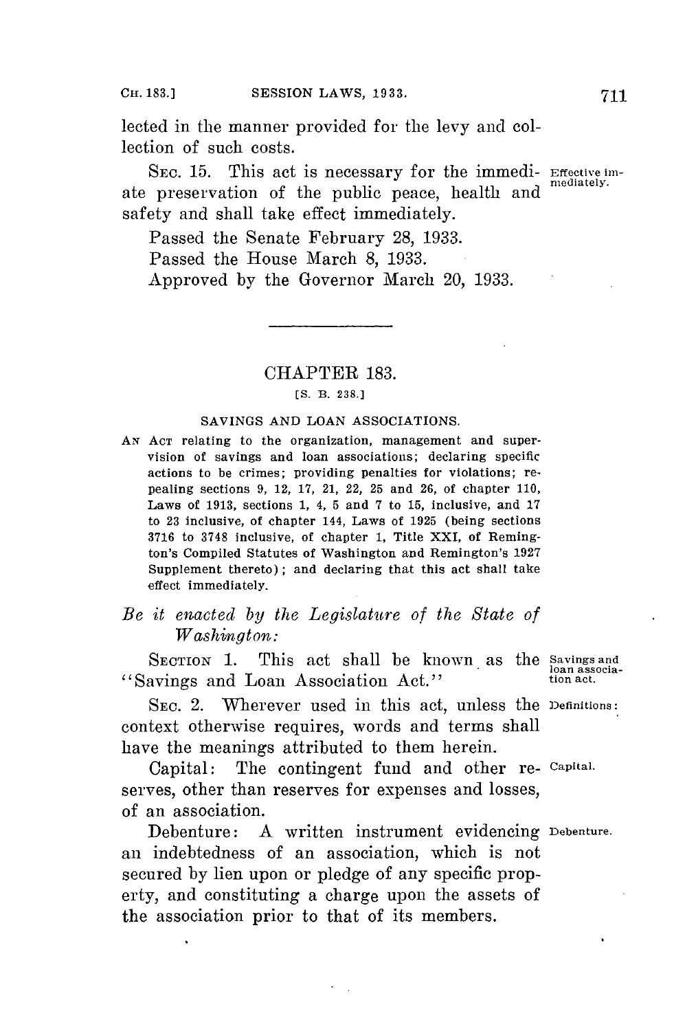lected in the manner provided for the levy and collection of such costs.

SEC. 15. This act is necessary for the immediate preservation of the public peace, health and safety and shall take effect immediately.

Effective immediately.

Passed the Senate February 28, 1933.

Passed the House March 8, 1933.

Approved by the Governor March 20, 1933.

---

## CHAPTER 183.

[S. B. 238.]

### SAVINGS AND LOAN ASSOCIATIONS.

AN ACT relating to the organization, management and supervision of savings and loan associations; declaring specific actions to be crimes; providing penalties for violations; repealing sections 9, 12, 17, 21, 22, 25 and 26, of chapter 110, Laws of 1913, sections 1, 4, 5 and 7 to 15, inclusive, and 17 to 23 inclusive, of chapter 144, Laws of 1925 (being sections 3716 to 3748 inclusive, of chapter 1, Title XXI, of Remington's Compiled Statutes of Washington and Remington's 1927 Supplement thereto); and declaring that this act shall take effect immediately.

*Be it enacted by the Legislature of the State of Washington:*

SECTION 1. This act shall be known as the "Savings and Loan Association Act."

Savings and loan association act.

SEC. 2. Wherever used in this act, unless the context otherwise requires, words and terms shall have the meanings attributed to them herein.

Definitions:

Capital: The contingent fund and other reserves, other than reserves for expenses and losses, of an association.

Capital.

Debenture: A written instrument evidencing an indebtedness of an association, which is not secured by lien upon or pledge of any specific property, and constituting a charge upon the assets of the association prior to that of its members.

Debenture.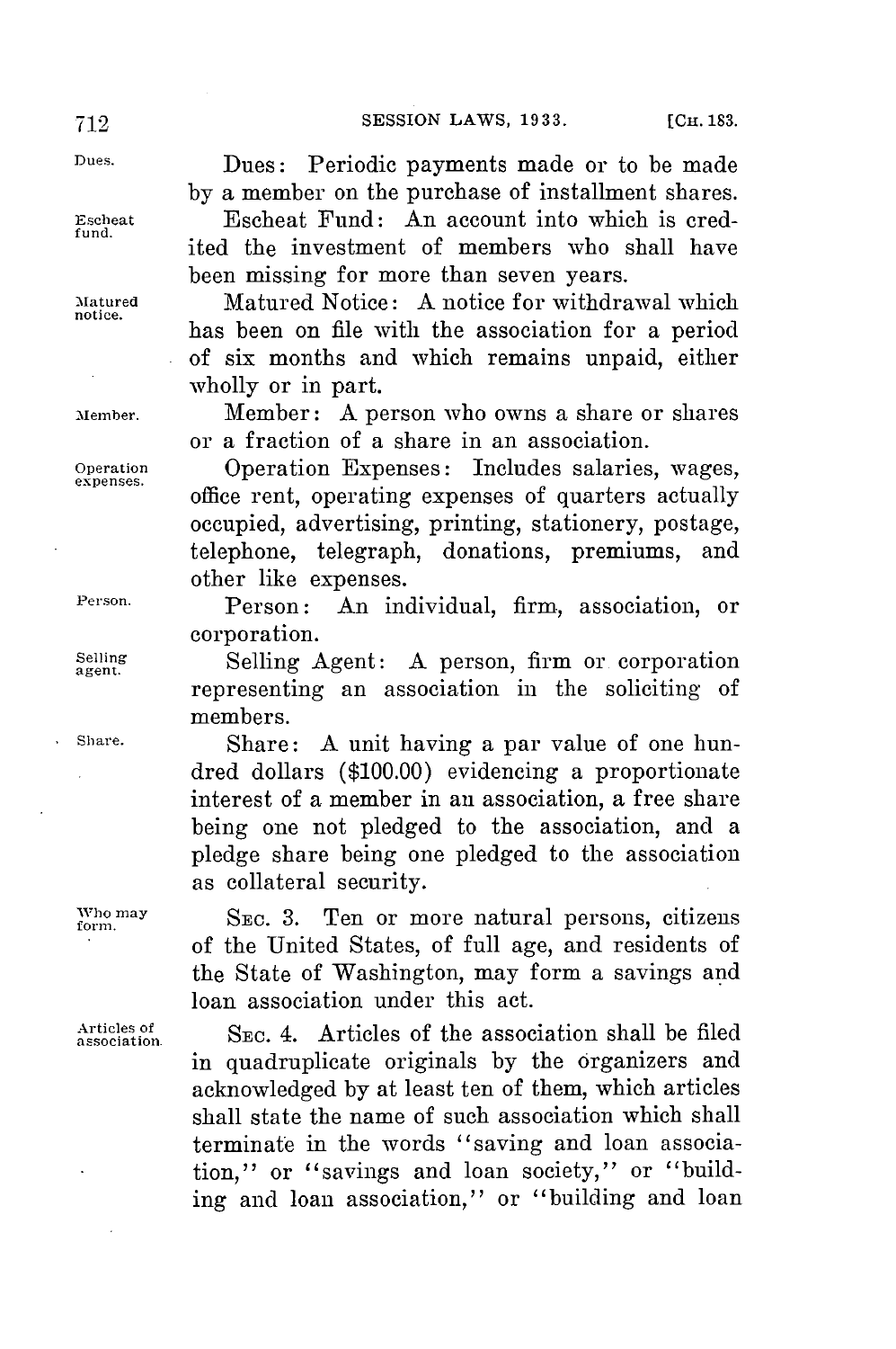Dues: Periodic payments made or to be made by a member on the purchase of installment shares.

Escheat Fund: An account into which is credited the investment of members who shall have been missing for more than seven years.

Matured Notice: A notice for withdrawal which has been on file with the association for a period of six months and which remains unpaid, either wholly or in part.

Member: A person who owns a share or shares or a fraction of a share in an association.

Operation Expenses: Includes salaries, wages, office rent, operating expenses of quarters actually occupied, advertising, printing, stationery, postage, telephone, telegraph, donations, premiums, and other like expenses.

Person: An individual, firm, association, or corporation.

Selling Agent: A person, firm or corporation representing an association in the soliciting of members.

Share: A unit having a par value of one hundred dollars ($100.00) evidencing a proportionate interest of a member in an association, a free share being one not pledged to the association, and a pledge share being one pledged to the association as collateral security.

SEC. 3. Ten or more natural persons, citizens of the United States, of full age, and residents of the State of Washington, may form a savings and loan association under this act.

SEC. 4. Articles of the association shall be filed in quadruplicate originals by the organizers and acknowledged by at least ten of them, which articles shall state the name of such association which shall terminate in the words "saving and loan association," or "savings and loan society," or "building and loan association," or "building and loan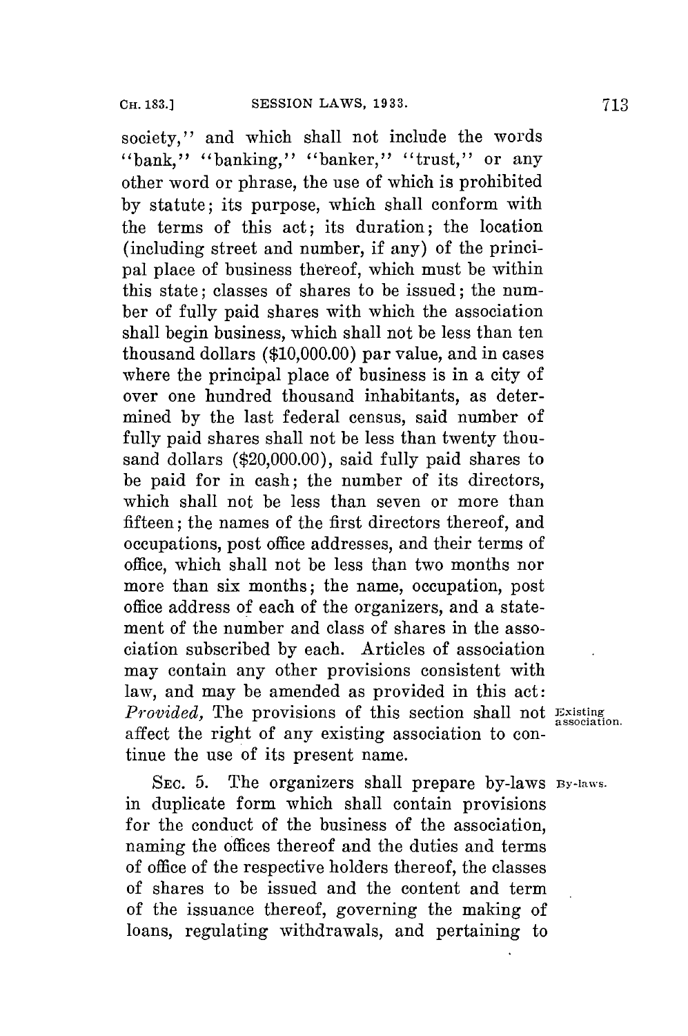society," and which shall not include the words "bank," "banking," "banker," "trust," or any other word or phrase, the use of which is prohibited by statute; its purpose, which shall conform with the terms of this act; its duration; the location (including street and number, if any) of the principal place of business thereof, which must be within this state; classes of shares to be issued; the number of fully paid shares with which the association shall begin business, which shall not be less than ten thousand dollars ($10,000.00) par value, and in cases where the principal place of business is in a city of over one hundred thousand inhabitants, as determined by the last federal census, said number of fully paid shares shall not be less than twenty thousand dollars ($20,000.00), said fully paid shares to be paid for in cash; the number of its directors, which shall not be less than seven or more than fifteen; the names of the first directors thereof, and occupations, post office addresses, and their terms of office, which shall not be less than two months nor more than six months; the name, occupation, post office address of each of the organizers, and a statement of the number and class of shares in the association subscribed by each. Articles of association may contain any other provisions consistent with law, and may be amended as provided in this act: *Provided,* The provisions of this section shall not affect the right of any existing association to continue the use of its present name.

Existing association.

SEC. 5. The organizers shall prepare by-laws in duplicate form which shall contain provisions for the conduct of the business of the association, naming the offices thereof and the duties and terms of office of the respective holders thereof, the classes of shares to be issued and the content and term of the issuance thereof, governing the making of loans, regulating withdrawals, and pertaining to

By-laws.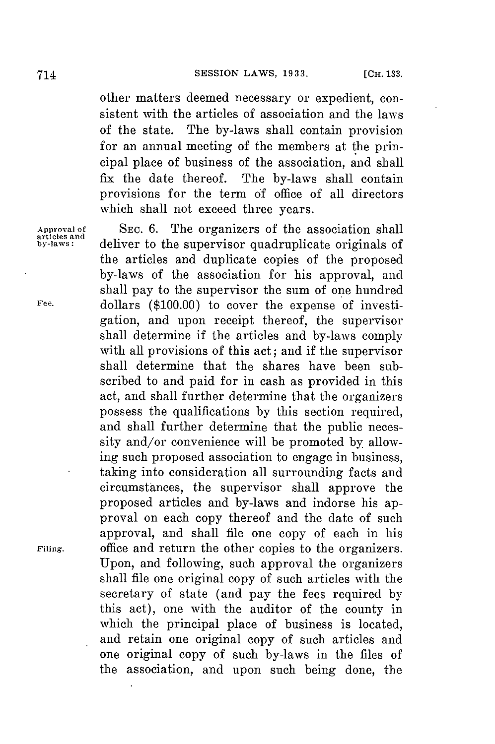other matters deemed necessary or expedient, consistent with the articles of association and the laws of the state. The by-laws shall contain provision for an annual meeting of the members at the principal place of business of the association, and shall fix the date thereof. The by-laws shall contain provisions for the term of office of all directors which shall not exceed three years.

Approval of articles and by-laws:

SEC. 6. The organizers of the association shall deliver to the supervisor quadruplicate originals of the articles and duplicate copies of the proposed by-laws of the association for his approval, and shall pay to the supervisor the sum of one hundred dollars ($100.00) to cover the expense of investigation, and upon receipt thereof, the supervisor shall determine if the articles and by-laws comply with all provisions of this act; and if the supervisor shall determine that the shares have been subscribed to and paid for in cash as provided in this act, and shall further determine that the organizers possess the qualifications by this section required, and shall further determine that the public necessity and/or convenience will be promoted by allowing such proposed association to engage in business, taking into consideration all surrounding facts and circumstances, the supervisor shall approve the proposed articles and by-laws and indorse his approval on each copy thereof and the date of such approval, and shall file one copy of each in his office and return the other copies to the organizers. Upon, and following, such approval the organizers shall file one original copy of such articles with the secretary of state (and pay the fees required by this act), one with the auditor of the county in which the principal place of business is located, and retain one original copy of such articles and one original copy of such by-laws in the files of the association, and upon such being done, the

Fee.

Filing.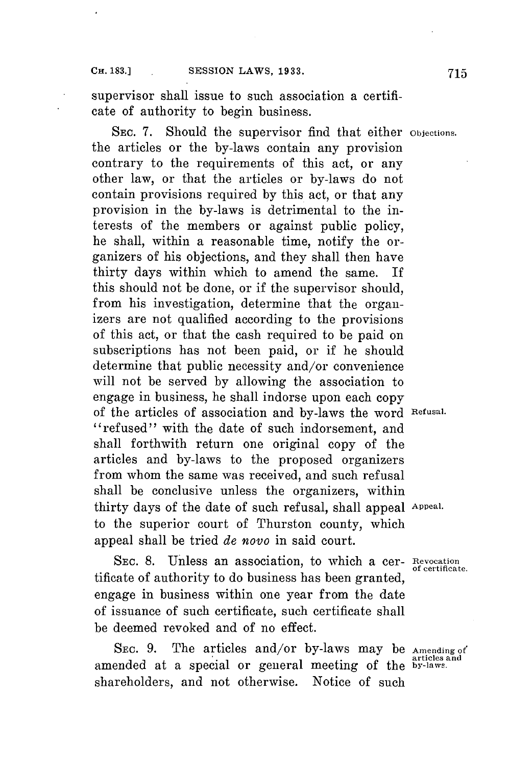supervisor shall issue to such association a certificate of authority to begin business.

SEC. 7. Should the supervisor find that either the articles or the by-laws contain any provision contrary to the requirements of this act, or any other law, or that the articles or by-laws do not contain provisions required by this act, or that any provision in the by-laws is detrimental to the interests of the members or against public policy, he shall, within a reasonable time, notify the organizers of his objections, and they shall then have thirty days within which to amend the same. If this should not be done, or if the supervisor should, from his investigation, determine that the organizers are not qualified according to the provisions of this act, or that the cash required to be paid on subscriptions has not been paid, or if he should determine that public necessity and/or convenience will not be served by allowing the association to engage in business, he shall indorse upon each copy of the articles of association and by-laws the word "refused" with the date of such indorsement, and shall forthwith return one original copy of the articles and by-laws to the proposed organizers from whom the same was received, and such refusal shall be conclusive unless the organizers, within thirty days of the date of such refusal, shall appeal to the superior court of Thurston county, which appeal shall be tried *de novo* in said court.

*Objections.*

*Refusal.*

*Appeal.*

SEC. 8. Unless an association, to which a certificate of authority to do business has been granted, engage in business within one year from the date of issuance of such certificate, such certificate shall be deemed revoked and of no effect.

*Revocation of certificate.*

SEC. 9. The articles and/or by-laws may be amended at a special or general meeting of the shareholders, and not otherwise. Notice of such

*Amending of articles and by-laws.*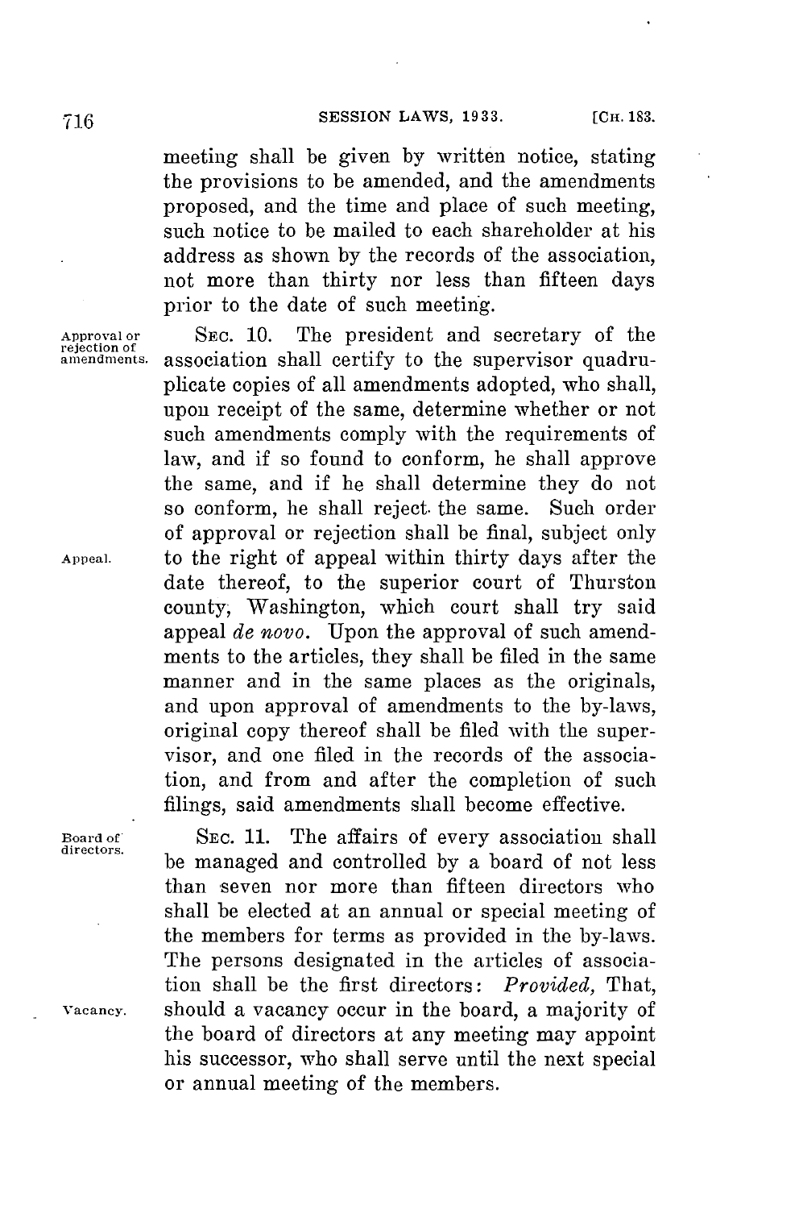meeting shall be given by written notice, stating the provisions to be amended, and the amendments proposed, and the time and place of such meeting, such notice to be mailed to each shareholder at his address as shown by the records of the association, not more than thirty nor less than fifteen days prior to the date of such meeting.

Approval or rejection of amendments.

SEC. 10. The president and secretary of the association shall certify to the supervisor quadruplicate copies of all amendments adopted, who shall, upon receipt of the same, determine whether or not such amendments comply with the requirements of law, and if so found to conform, he shall approve the same, and if he shall determine they do not so conform, he shall reject the same. Such order of approval or rejection shall be final, subject only to the right of appeal within thirty days after the date thereof, to the superior court of Thurston county, Washington, which court shall try said appeal *de novo*. Upon the approval of such amendments to the articles, they shall be filed in the same manner and in the same places as the originals, and upon approval of amendments to the by-laws, original copy thereof shall be filed with the supervisor, and one filed in the records of the association, and from and after the completion of such filings, said amendments shall become effective.

Appeal.

Board of directors.

SEC. 11. The affairs of every association shall be managed and controlled by a board of not less than seven nor more than fifteen directors who shall be elected at an annual or special meeting of the members for terms as provided in the by-laws. The persons designated in the articles of association shall be the first directors: *Provided*, That, should a vacancy occur in the board, a majority of the board of directors at any meeting may appoint his successor, who shall serve until the next special or annual meeting of the members.

Vacancy.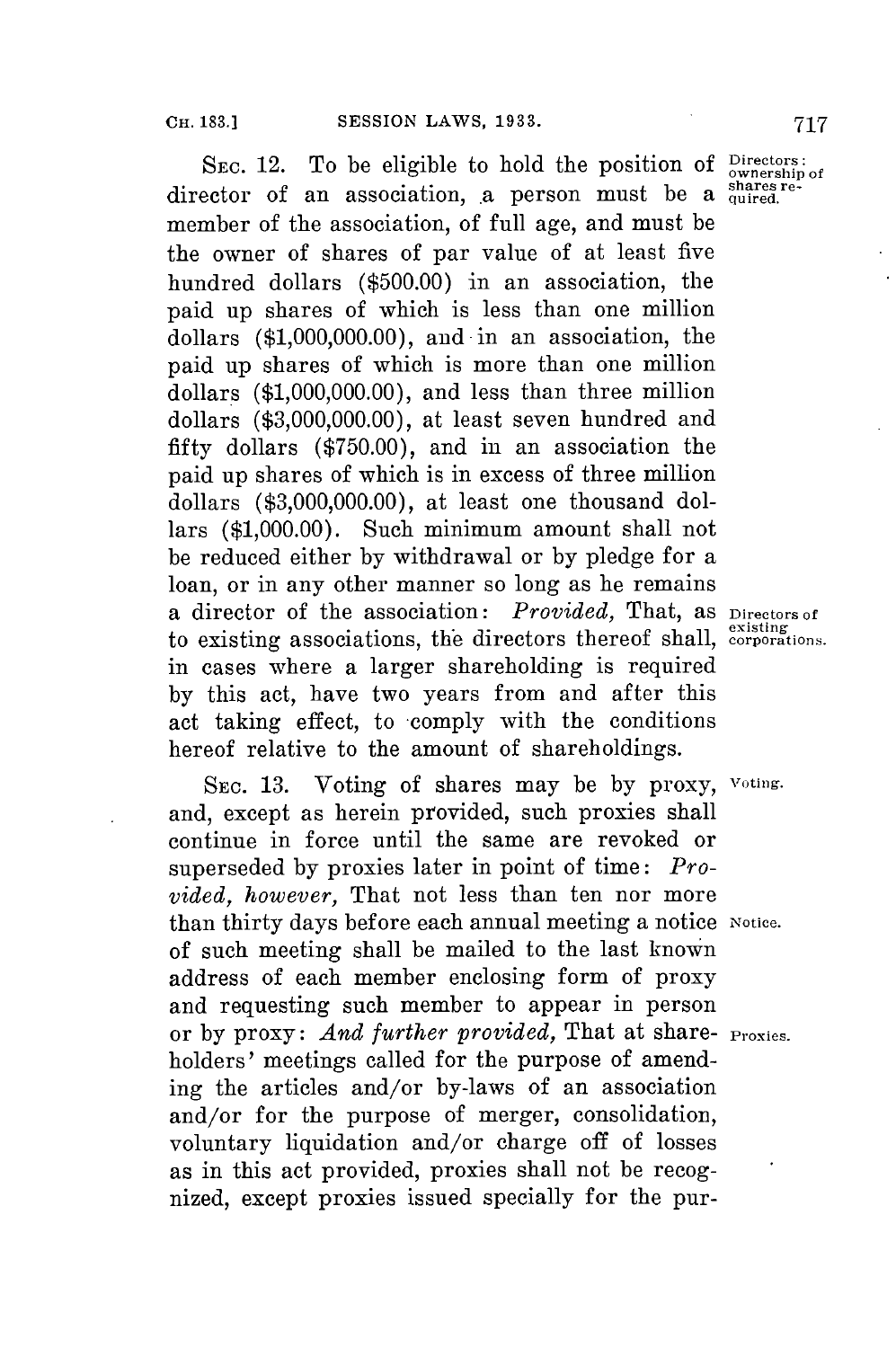SEC. 12. To be eligible to hold the position of director of an association, a person must be a member of the association, of full age, and must be the owner of shares of par value of at least five hundred dollars ($500.00) in an association, the paid up shares of which is less than one million dollars ($1,000,000.00), and in an association, the paid up shares of which is more than one million dollars ($1,000,000.00), and less than three million dollars ($3,000,000.00), at least seven hundred and fifty dollars ($750.00), and in an association the paid up shares of which is in excess of three million dollars ($3,000,000.00), at least one thousand dollars ($1,000.00). Such minimum amount shall not be reduced either by withdrawal or by pledge for a loan, or in any other manner so long as he remains a director of the association: *Provided,* That, as to existing associations, the directors thereof shall, in cases where a larger shareholding is required by this act, have two years from and after this act taking effect, to comply with the conditions hereof relative to the amount of shareholdings.

Directors: ownership of shares required.

Directors of existing corporations.

SEC. 13. Voting of shares may be by proxy, and, except as herein provided, such proxies shall continue in force until the same are revoked or superseded by proxies later in point of time: *Provided, however,* That not less than ten nor more than thirty days before each annual meeting a notice of such meeting shall be mailed to the last known address of each member enclosing form of proxy and requesting such member to appear in person or by proxy: *And further provided,* That at shareholders' meetings called for the purpose of amending the articles and/or by-laws of an association and/or for the purpose of merger, consolidation, voluntary liquidation and/or charge off of losses as in this act provided, proxies shall not be recognized, except proxies issued specially for the pur-

Voting.

Notice.

Proxies.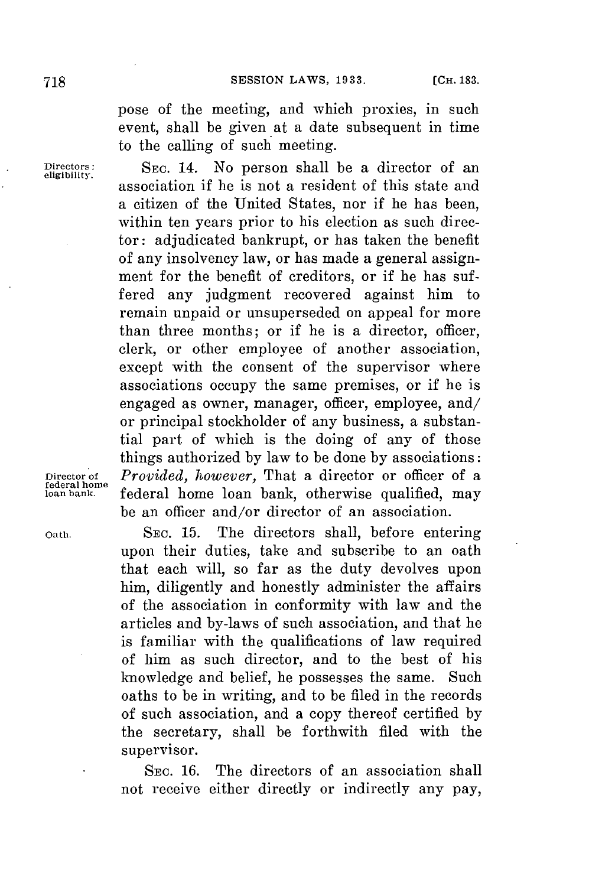pose of the meeting, and which proxies, in such event, shall be given at a date subsequent in time to the calling of such meeting.

Directors: eligibility.

SEC. 14. No person shall be a director of an association if he is not a resident of this state and a citizen of the United States, nor if he has been, within ten years prior to his election as such director: adjudicated bankrupt, or has taken the benefit of any insolvency law, or has made a general assignment for the benefit of creditors, or if he has suffered any judgment recovered against him to remain unpaid or unsuperseded on appeal for more than three months; or if he is a director, officer, clerk, or other employee of another association, except with the consent of the supervisor where associations occupy the same premises, or if he is engaged as owner, manager, officer, employee, and/or principal stockholder of any business, a substantial part of which is the doing of any of those things authorized by law to be done by associations: *Provided, however,* That a director or officer of a federal home loan bank, otherwise qualified, may be an officer and/or director of an association.

Director of federal home loan bank.

Oath.

SEC. 15. The directors shall, before entering upon their duties, take and subscribe to an oath that each will, so far as the duty devolves upon him, diligently and honestly administer the affairs of the association in conformity with law and the articles and by-laws of such association, and that he is familiar with the qualifications of law required of him as such director, and to the best of his knowledge and belief, he possesses the same. Such oaths to be in writing, and to be filed in the records of such association, and a copy thereof certified by the secretary, shall be forthwith filed with the supervisor.

SEC. 16. The directors of an association shall not receive either directly or indirectly any pay,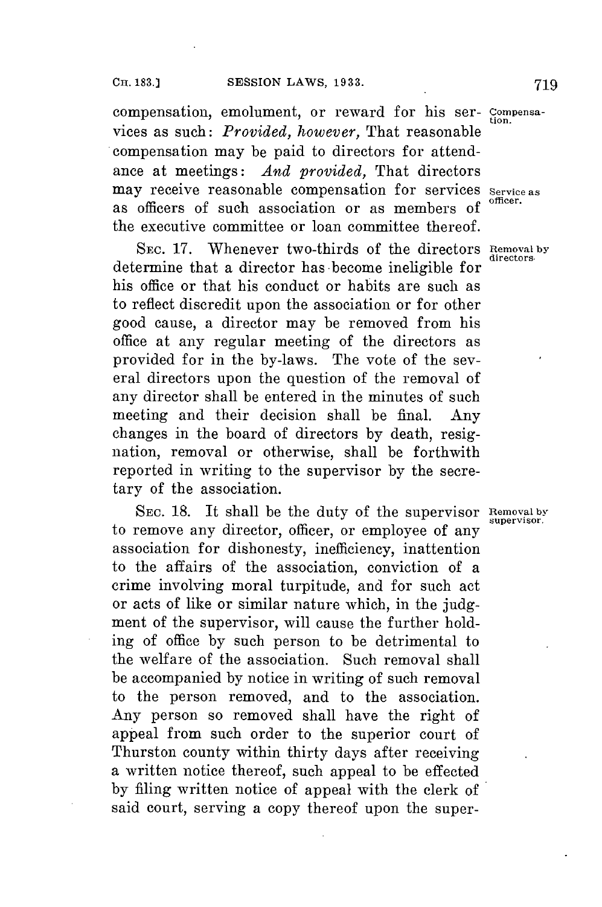compensation, emolument, or reward for his services as such: *Provided, however,* That reasonable compensation may be paid to directors for attendance at meetings: *And provided,* That directors may receive reasonable compensation for services as officers of such association or as members of the executive committee or loan committee thereof.

Compensation.

Service as officer.

SEC. 17. Whenever two-thirds of the directors determine that a director has become ineligible for his office or that his conduct or habits are such as to reflect discredit upon the association or for other good cause, a director may be removed from his office at any regular meeting of the directors as provided for in the by-laws. The vote of the several directors upon the question of the removal of any director shall be entered in the minutes of such meeting and their decision shall be final. Any changes in the board of directors by death, resignation, removal or otherwise, shall be forthwith reported in writing to the supervisor by the secretary of the association.

Removal by directors.

SEC. 18. It shall be the duty of the supervisor to remove any director, officer, or employee of any association for dishonesty, inefficiency, inattention to the affairs of the association, conviction of a crime involving moral turpitude, and for such act or acts of like or similar nature which, in the judgment of the supervisor, will cause the further holding of office by such person to be detrimental to the welfare of the association. Such removal shall be accompanied by notice in writing of such removal to the person removed, and to the association. Any person so removed shall have the right of appeal from such order to the superior court of Thurston county within thirty days after receiving a written notice thereof, such appeal to be effected by filing written notice of appeal with the clerk of said court, serving a copy thereof upon the super-

Removal by supervisor.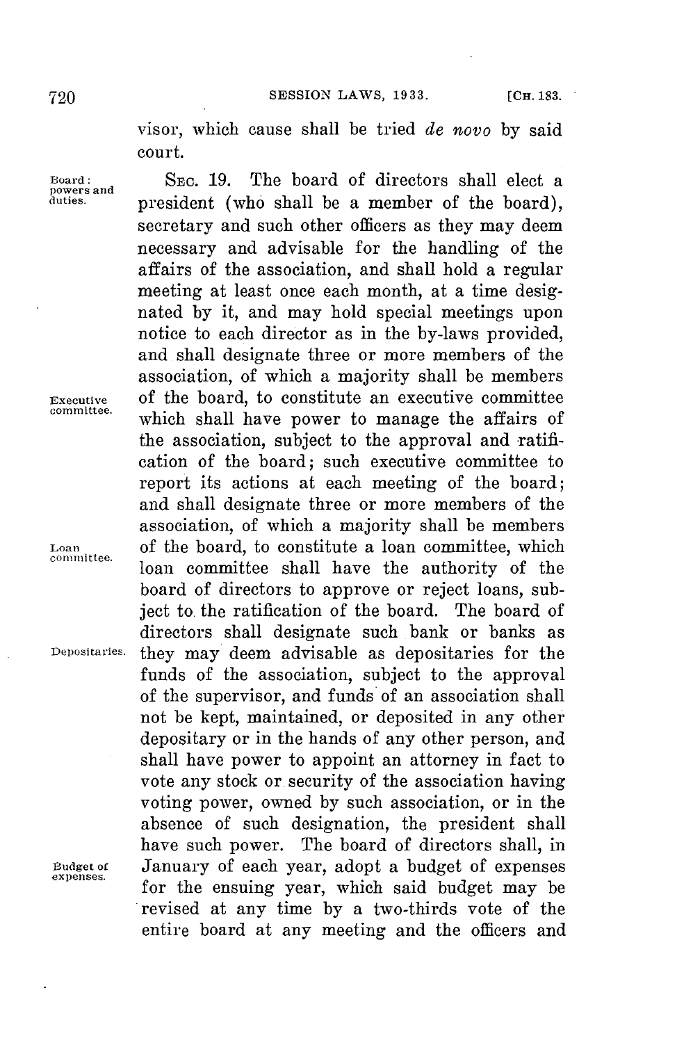visor, which cause shall be tried *de novo* by said court.

Board: powers and duties.

SEC. 19. The board of directors shall elect a president (who shall be a member of the board), secretary and such other officers as they may deem necessary and advisable for the handling of the affairs of the association, and shall hold a regular meeting at least once each month, at a time designated by it, and may hold special meetings upon notice to each director as in the by-laws provided, and shall designate three or more members of the association, of which a majority shall be members of the board, to constitute an executive committee which shall have power to manage the affairs of the association, subject to the approval and ratification of the board; such executive committee to report its actions at each meeting of the board; and shall designate three or more members of the association, of which a majority shall be members of the board, to constitute a loan committee, which loan committee shall have the authority of the board of directors to approve or reject loans, subject to the ratification of the board. The board of directors shall designate such bank or banks as they may deem advisable as depositaries for the funds of the association, subject to the approval of the supervisor, and funds of an association shall not be kept, maintained, or deposited in any other depositary or in the hands of any other person, and shall have power to appoint an attorney in fact to vote any stock or security of the association having voting power, owned by such association, or in the absence of such designation, the president shall have such power. The board of directors shall, in January of each year, adopt a budget of expenses for the ensuing year, which said budget may be revised at any time by a two-thirds vote of the entire board at any meeting and the officers and

Executive committee.

Loan committee.

Depositaries.

Budget of expenses.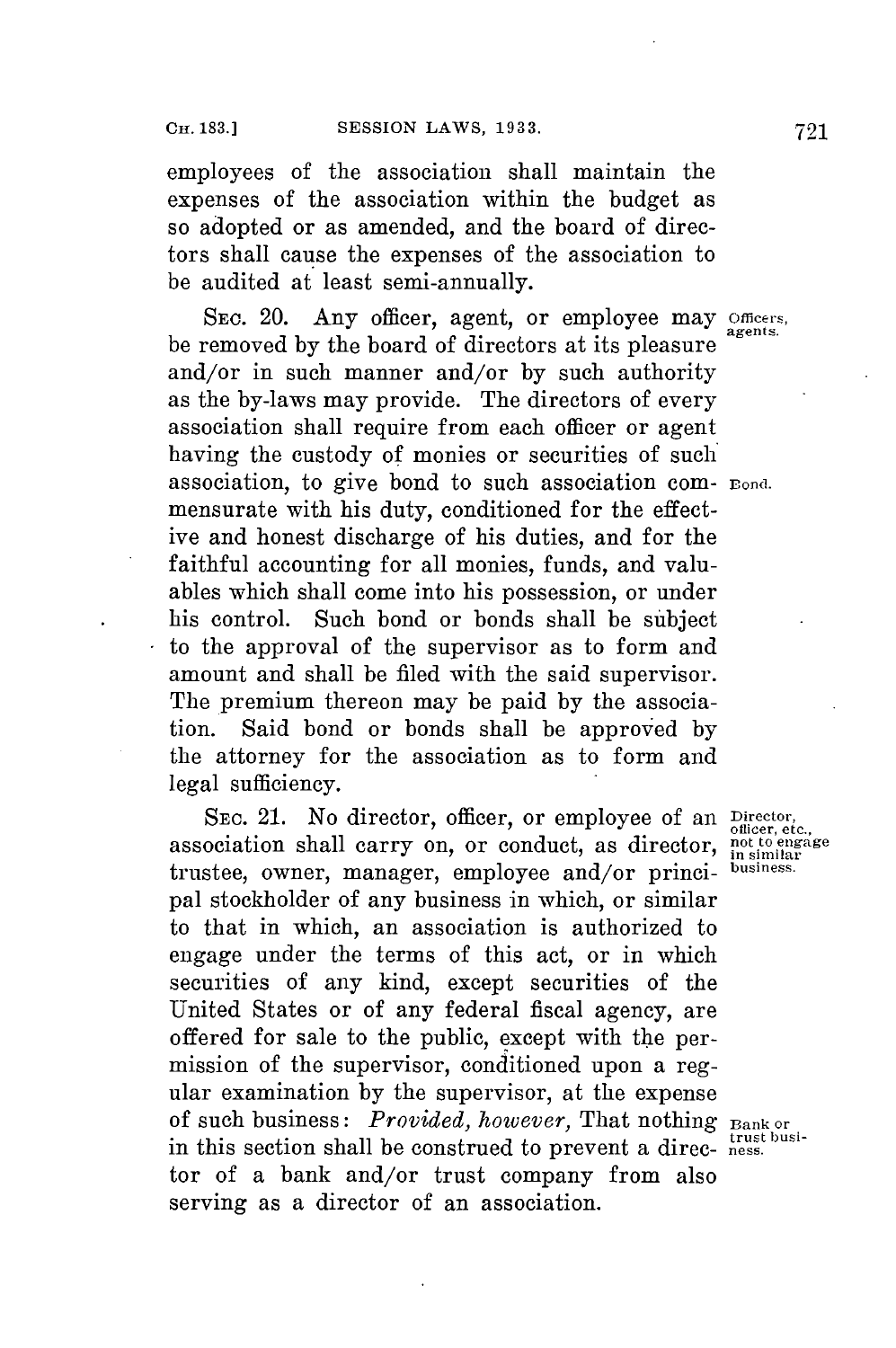employees of the association shall maintain the expenses of the association within the budget as so adopted or as amended, and the board of directors shall cause the expenses of the association to be audited at least semi-annually.

SEC. 20. Any officer, agent, or employee may be removed by the board of directors at its pleasure and/or in such manner and/or by such authority as the by-laws may provide. The directors of every association shall require from each officer or agent having the custody of monies or securities of such association, to give bond to such association commensurate with his duty, conditioned for the effective and honest discharge of his duties, and for the faithful accounting for all monies, funds, and valuables which shall come into his possession, or under his control. Such bond or bonds shall be subject to the approval of the supervisor as to form and amount and shall be filed with the said supervisor. The premium thereon may be paid by the association. Said bond or bonds shall be approved by the attorney for the association as to form and legal sufficiency.

SEC. 21. No director, officer, or employee of an association shall carry on, or conduct, as director, trustee, owner, manager, employee and/or principal stockholder of any business in which, or similar to that in which, an association is authorized to engage under the terms of this act, or in which securities of any kind, except securities of the United States or of any federal fiscal agency, are offered for sale to the public, except with the permission of the supervisor, conditioned upon a regular examination by the supervisor, at the expense of such business: *Provided, however,* That nothing in this section shall be construed to prevent a director of a bank and/or trust company from also serving as a director of an association.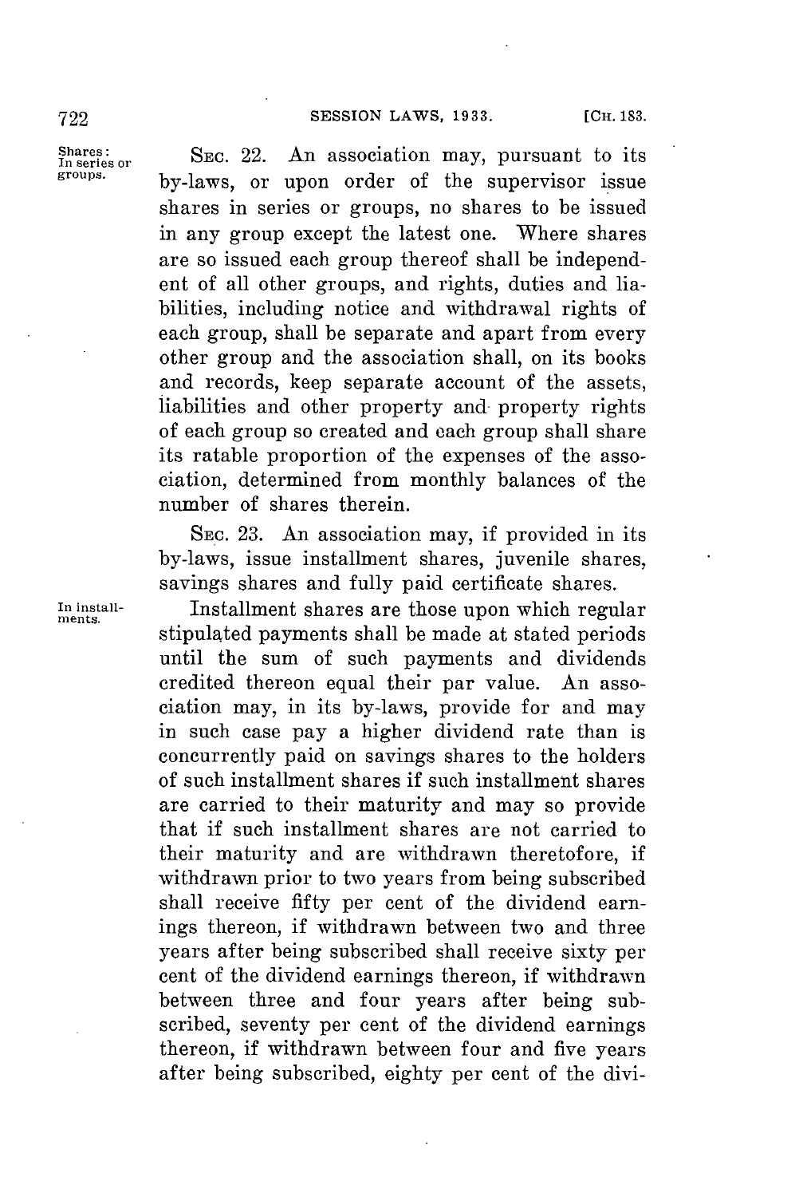**Shares: In series or groups.** SEC. 22. An association may, pursuant to its by-laws, or upon order of the supervisor issue shares in series or groups, no shares to be issued in any group except the latest one. Where shares are so issued each group thereof shall be independent of all other groups, and rights, duties and liabilities, including notice and withdrawal rights of each group, shall be separate and apart from every other group and the association shall, on its books and records, keep separate account of the assets, liabilities and other property and property rights of each group so created and each group shall share its ratable proportion of the expenses of the association, determined from monthly balances of the number of shares therein.

SEC. 23. An association may, if provided in its by-laws, issue installment shares, juvenile shares, savings shares and fully paid certificate shares.

**In installments.** Installment shares are those upon which regular stipulated payments shall be made at stated periods until the sum of such payments and dividends credited thereon equal their par value. An association may, in its by-laws, provide for and may in such case pay a higher dividend rate than is concurrently paid on savings shares to the holders of such installment shares if such installment shares are carried to their maturity and may so provide that if such installment shares are not carried to their maturity and are withdrawn theretofore, if withdrawn prior to two years from being subscribed shall receive fifty per cent of the dividend earnings thereon, if withdrawn between two and three years after being subscribed shall receive sixty per cent of the dividend earnings thereon, if withdrawn between three and four years after being subscribed, seventy per cent of the dividend earnings thereon, if withdrawn between four and five years after being subscribed, eighty per cent of the divi-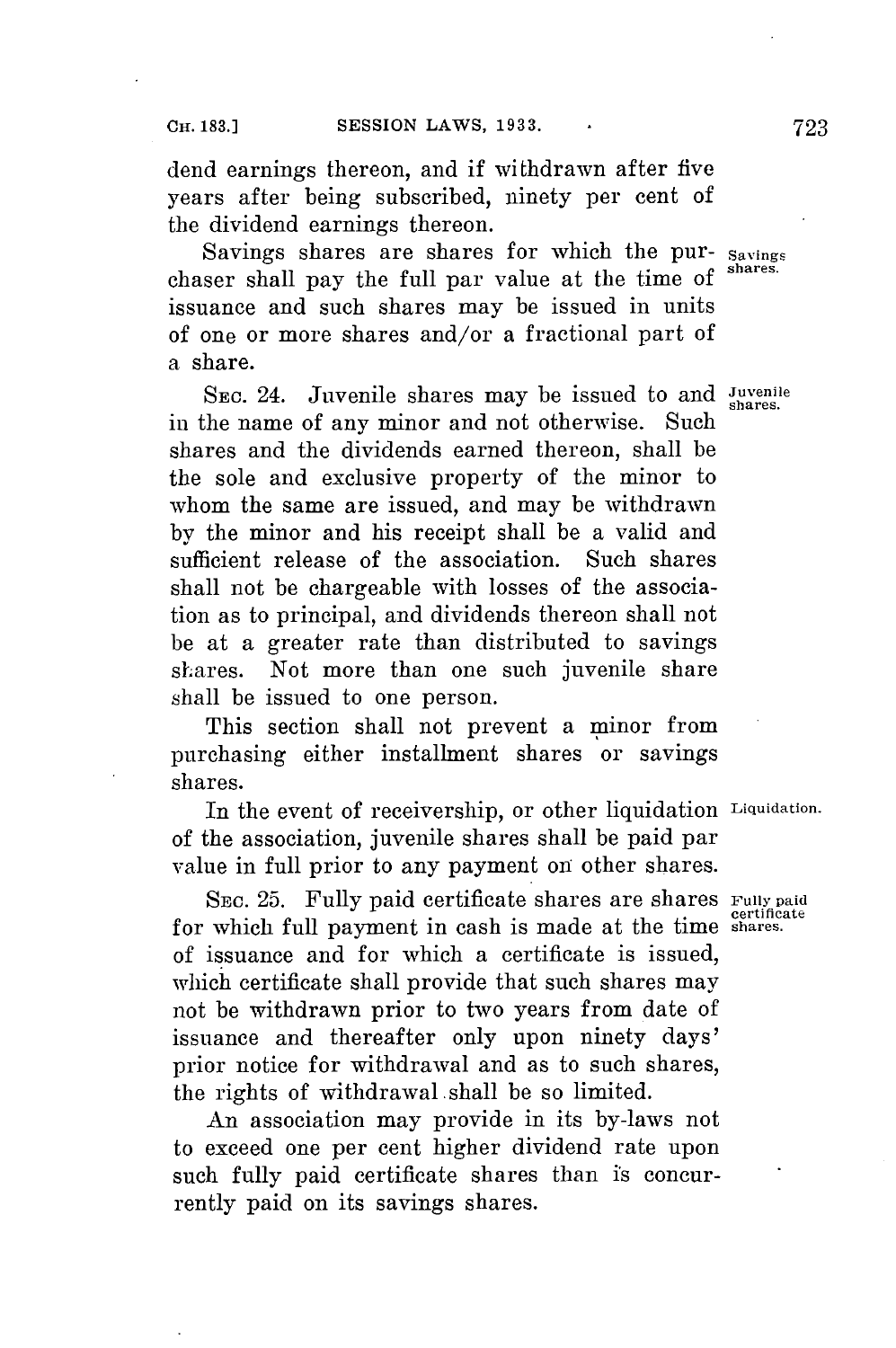dend earnings thereon, and if withdrawn after five years after being subscribed, ninety per cent of the dividend earnings thereon.

Savings shares are shares for which the purchaser shall pay the full par value at the time of issuance and such shares may be issued in units of one or more shares and/or a fractional part of a share.

Savings shares.

SEC. 24. Juvenile shares may be issued to and in the name of any minor and not otherwise. Such shares and the dividends earned thereon, shall be the sole and exclusive property of the minor to whom the same are issued, and may be withdrawn by the minor and his receipt shall be a valid and sufficient release of the association. Such shares shall not be chargeable with losses of the association as to principal, and dividends thereon shall not be at a greater rate than distributed to savings shares. Not more than one such juvenile share shall be issued to one person.

Juvenile shares.

This section shall not prevent a minor from purchasing either installment shares or savings shares.

In the event of receivership, or other liquidation of the association, juvenile shares shall be paid par value in full prior to any payment on other shares.

Liquidation.

SEC. 25. Fully paid certificate shares are shares for which full payment in cash is made at the time of issuance and for which a certificate is issued, which certificate shall provide that such shares may not be withdrawn prior to two years from date of issuance and thereafter only upon ninety days' prior notice for withdrawal and as to such shares, the rights of withdrawal shall be so limited.

Fully paid certificate shares.

An association may provide in its by-laws not to exceed one per cent higher dividend rate upon such fully paid certificate shares than is concurrently paid on its savings shares.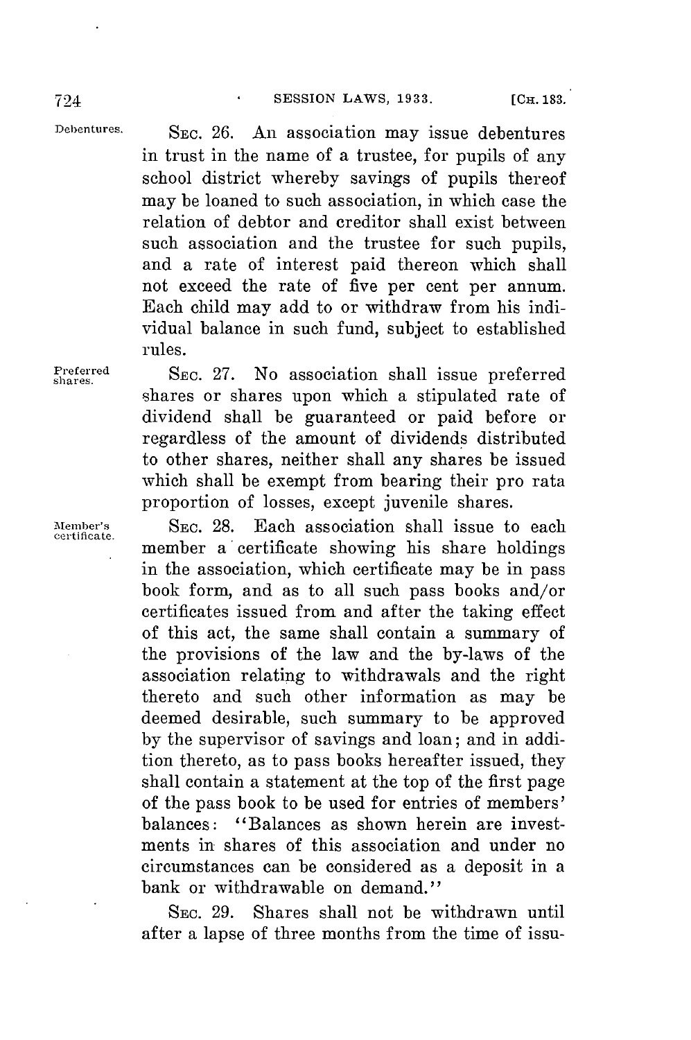**Debentures.** SEC. 26. An association may issue debentures in trust in the name of a trustee, for pupils of any school district whereby savings of pupils thereof may be loaned to such association, in which case the relation of debtor and creditor shall exist between such association and the trustee for such pupils, and a rate of interest paid thereon which shall not exceed the rate of five per cent per annum. Each child may add to or withdraw from his individual balance in such fund, subject to established rules.

**Preferred shares.** SEC. 27. No association shall issue preferred shares or shares upon which a stipulated rate of dividend shall be guaranteed or paid before or regardless of the amount of dividends distributed to other shares, neither shall any shares be issued which shall be exempt from bearing their pro rata proportion of losses, except juvenile shares.

**Member's certificate.** SEC. 28. Each association shall issue to each member a certificate showing his share holdings in the association, which certificate may be in pass book form, and as to all such pass books and/or certificates issued from and after the taking effect of this act, the same shall contain a summary of the provisions of the law and the by-laws of the association relating to withdrawals and the right thereto and such other information as may be deemed desirable, such summary to be approved by the supervisor of savings and loan; and in addition thereto, as to pass books hereafter issued, they shall contain a statement at the top of the first page of the pass book to be used for entries of members' balances: "Balances as shown herein are investments in shares of this association and under no circumstances can be considered as a deposit in a bank or withdrawable on demand."

SEC. 29. Shares shall not be withdrawn until after a lapse of three months from the time of issu-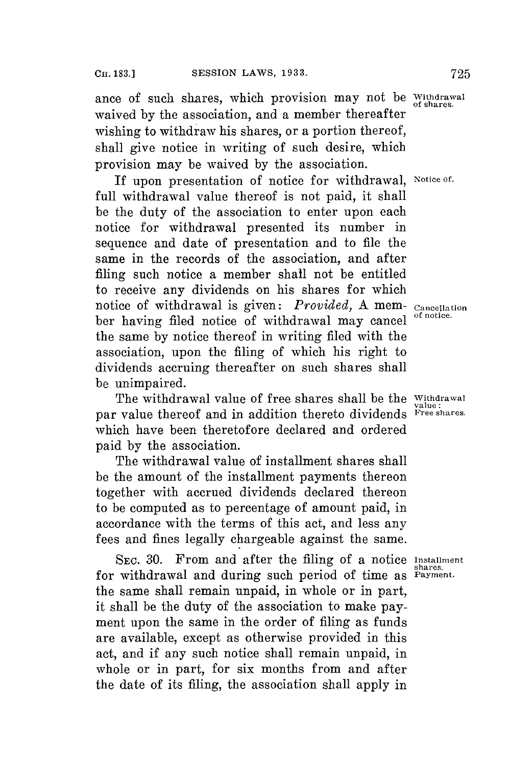ance of such shares, which provision may not be waived by the association, and a member thereafter wishing to withdraw his shares, or a portion thereof, shall give notice in writing of such desire, which provision may be waived by the association.

Withdrawal of shares.

If upon presentation of notice for withdrawal, full withdrawal value thereof is not paid, it shall be the duty of the association to enter upon each notice for withdrawal presented its number in sequence and date of presentation and to file the same in the records of the association, and after filing such notice a member shall not be entitled to receive any dividends on his shares for which notice of withdrawal is given: *Provided*, A member having filed notice of withdrawal may cancel the same by notice thereof in writing filed with the association, upon the filing of which his right to dividends accruing thereafter on such shares shall be unimpaired.

Notice of.

Cancellation of notice.

The withdrawal value of free shares shall be the par value thereof and in addition thereto dividends which have been theretofore declared and ordered paid by the association.

Withdrawal value: Free shares.

The withdrawal value of installment shares shall be the amount of the installment payments thereon together with accrued dividends declared thereon to be computed as to percentage of amount paid, in accordance with the terms of this act, and less any fees and fines legally chargeable against the same.

SEC. 30. From and after the filing of a notice for withdrawal and during such period of time as the same shall remain unpaid, in whole or in part, it shall be the duty of the association to make payment upon the same in the order of filing as funds are available, except as otherwise provided in this act, and if any such notice shall remain unpaid, in whole or in part, for six months from and after the date of its filing, the association shall apply in

Installment shares. Payment.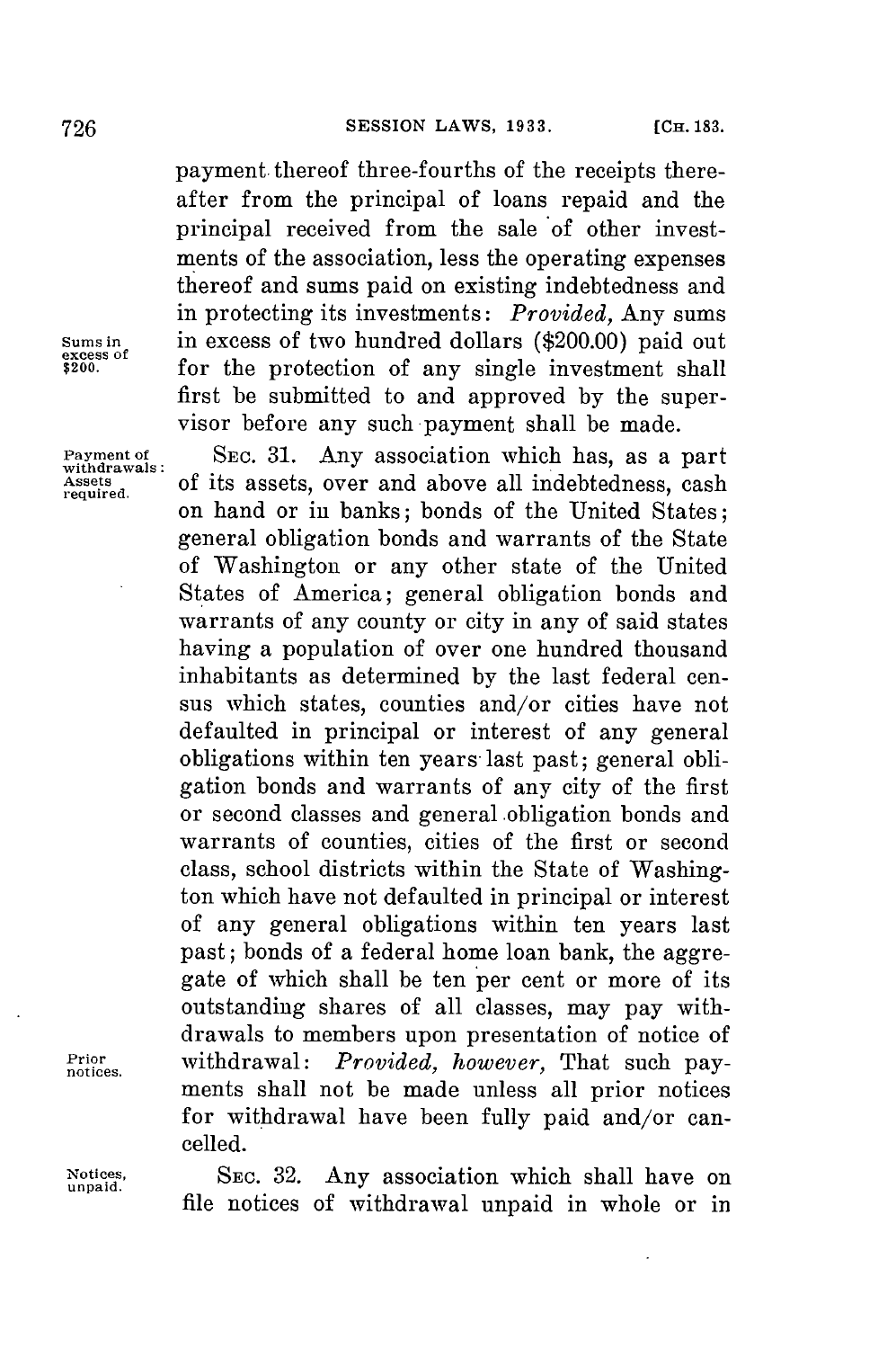payment thereof three-fourths of the receipts thereafter from the principal of loans repaid and the principal received from the sale of other investments of the association, less the operating expenses thereof and sums paid on existing indebtedness and in protecting its investments: *Provided,* Any sums in excess of two hundred dollars ($200.00) paid out for the protection of any single investment shall first be submitted to and approved by the supervisor before any such payment shall be made.

Sums in excess of $200.

Payment of withdrawals: Assets required.

SEC. 31. Any association which has, as a part of its assets, over and above all indebtedness, cash on hand or in banks; bonds of the United States; general obligation bonds and warrants of the State of Washington or any other state of the United States of America; general obligation bonds and warrants of any county or city in any of said states having a population of over one hundred thousand inhabitants as determined by the last federal census which states, counties and/or cities have not defaulted in principal or interest of any general obligations within ten years last past; general obligation bonds and warrants of any city of the first or second classes and general obligation bonds and warrants of counties, cities of the first or second class, school districts within the State of Washington which have not defaulted in principal or interest of any general obligations within ten years last past; bonds of a federal home loan bank, the aggregate of which shall be ten per cent or more of its outstanding shares of all classes, may pay withdrawals to members upon presentation of notice of withdrawal: *Provided, however,* That such payments shall not be made unless all prior notices for withdrawal have been fully paid and/or cancelled.

Prior notices.

Notices, unpaid.

SEC. 32. Any association which shall have on file notices of withdrawal unpaid in whole or in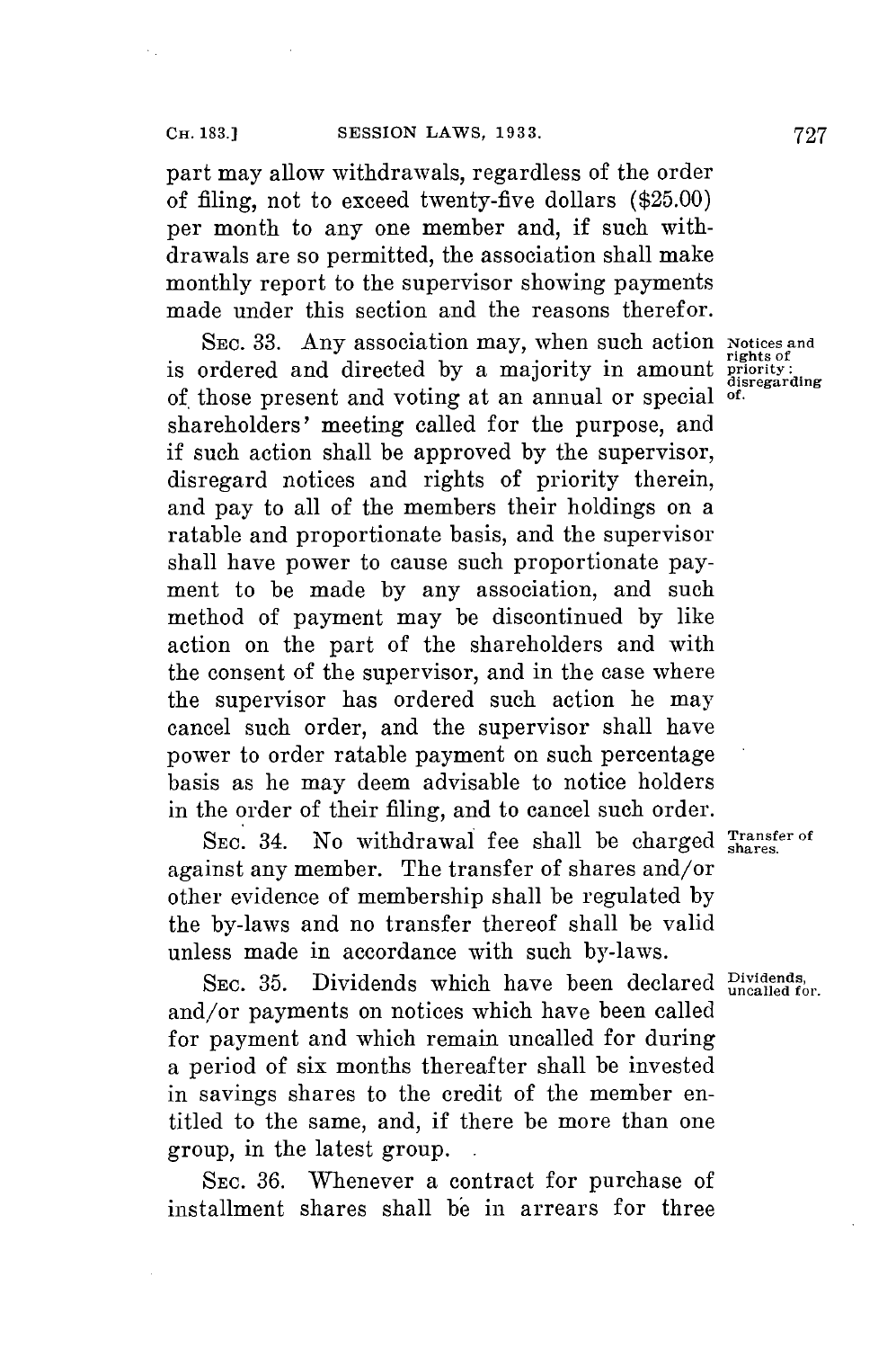part may allow withdrawals, regardless of the order of filing, not to exceed twenty-five dollars ($25.00) per month to any one member and, if such withdrawals are so permitted, the association shall make monthly report to the supervisor showing payments made under this section and the reasons therefor.

**Notices and rights of priority: disregarding of.**

SEC. 33. Any association may, when such action is ordered and directed by a majority in amount of those present and voting at an annual or special shareholders' meeting called for the purpose, and if such action shall be approved by the supervisor, disregard notices and rights of priority therein, and pay to all of the members their holdings on a ratable and proportionate basis, and the supervisor shall have power to cause such proportionate payment to be made by any association, and such method of payment may be discontinued by like action on the part of the shareholders and with the consent of the supervisor, and in the case where the supervisor has ordered such action he may cancel such order, and the supervisor shall have power to order ratable payment on such percentage basis as he may deem advisable to notice holders in the order of their filing, and to cancel such order.

**Transfer of shares.**

SEC. 34. No withdrawal fee shall be charged against any member. The transfer of shares and/or other evidence of membership shall be regulated by the by-laws and no transfer thereof shall be valid unless made in accordance with such by-laws.

**Dividends, uncalled for.**

SEC. 35. Dividends which have been declared and/or payments on notices which have been called for payment and which remain uncalled for during a period of six months thereafter shall be invested in savings shares to the credit of the member entitled to the same, and, if there be more than one group, in the latest group.

SEC. 36. Whenever a contract for purchase of installment shares shall be in arrears for three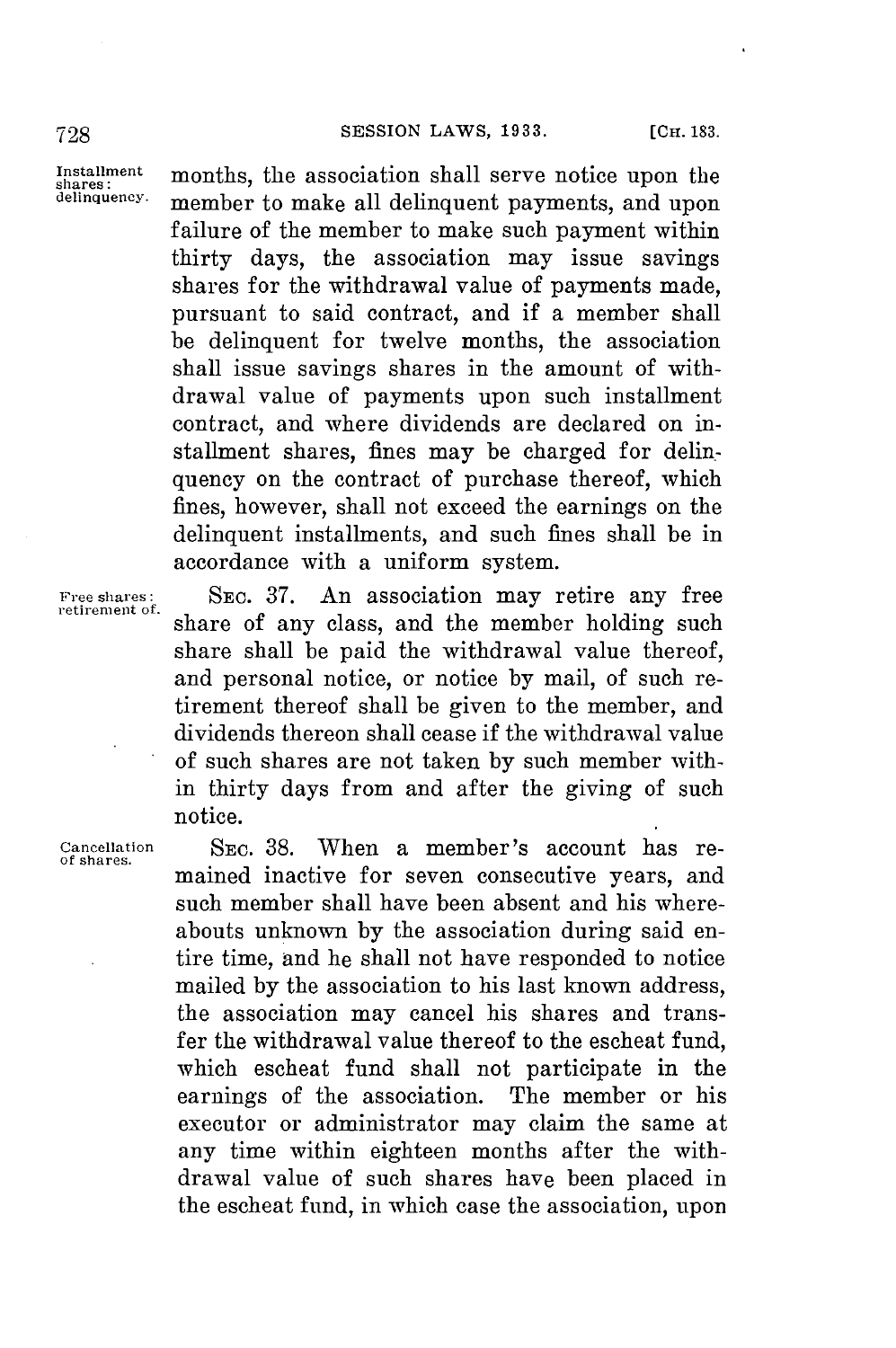months, the association shall serve notice upon the member to make all delinquent payments, and upon failure of the member to make such payment within thirty days, the association may issue savings shares for the withdrawal value of payments made, pursuant to said contract, and if a member shall be delinquent for twelve months, the association shall issue savings shares in the amount of withdrawal value of payments upon such installment contract, and where dividends are declared on installment shares, fines may be charged for delinquency on the contract of purchase thereof, which fines, however, shall not exceed the earnings on the delinquent installments, and such fines shall be in accordance with a uniform system.

SEC. 37. An association may retire any free share of any class, and the member holding such share shall be paid the withdrawal value thereof, and personal notice, or notice by mail, of such retirement thereof shall be given to the member, and dividends thereon shall cease if the withdrawal value of such shares are not taken by such member within thirty days from and after the giving of such notice.

SEC. 38. When a member's account has remained inactive for seven consecutive years, and such member shall have been absent and his whereabouts unknown by the association during said entire time, and he shall not have responded to notice mailed by the association to his last known address, the association may cancel his shares and transfer the withdrawal value thereof to the escheat fund, which escheat fund shall not participate in the earnings of the association. The member or his executor or administrator may claim the same at any time within eighteen months after the withdrawal value of such shares have been placed in the escheat fund, in which case the association, upon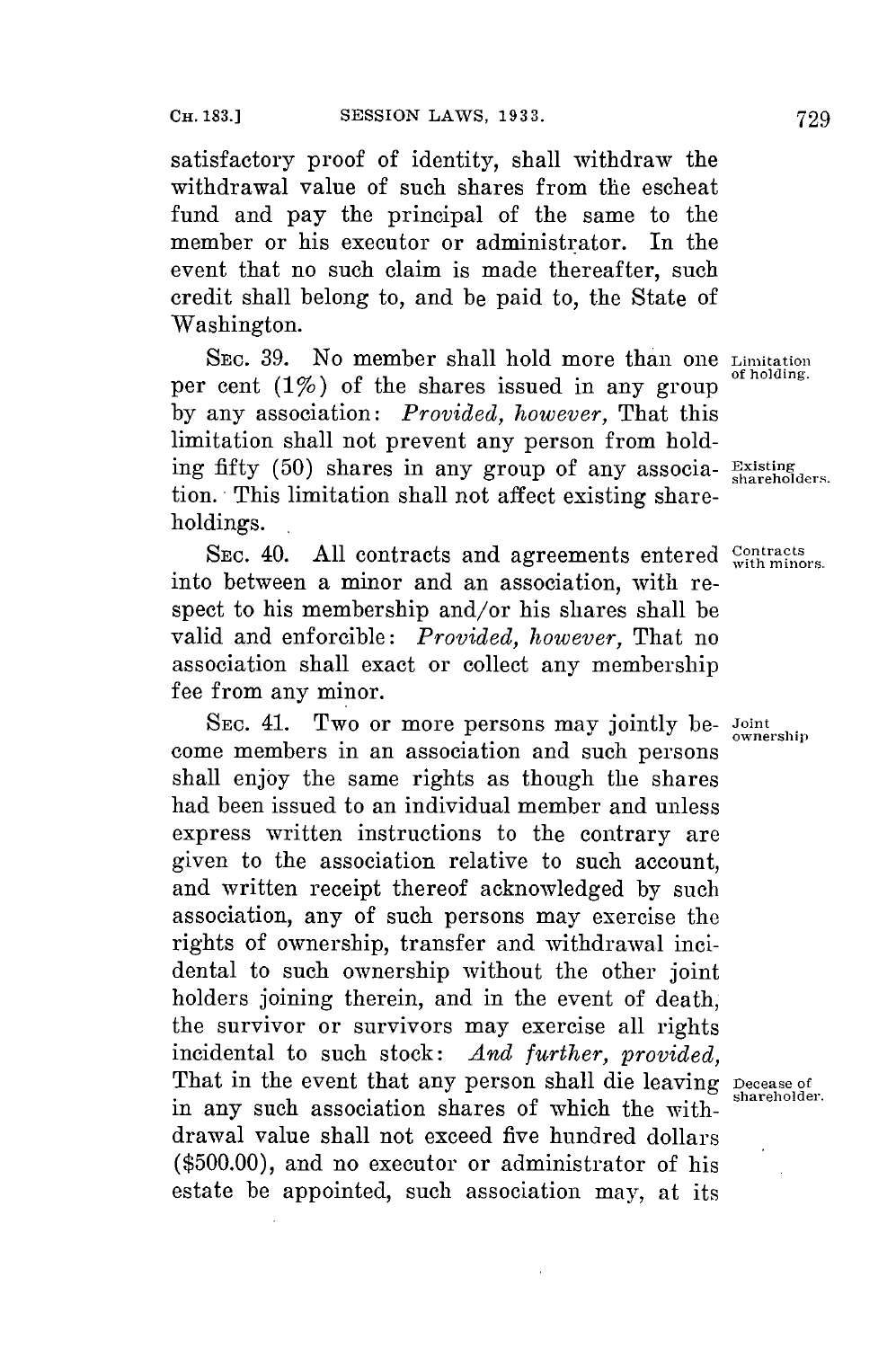satisfactory proof of identity, shall withdraw the withdrawal value of such shares from the escheat fund and pay the principal of the same to the member or his executor or administrator. In the event that no such claim is made thereafter, such credit shall belong to, and be paid to, the State of Washington.

SEC. 39. No member shall hold more than one per cent (1%) of the shares issued in any group by any association: *Provided, however,* That this limitation shall not prevent any person from holding fifty (50) shares in any group of any association. This limitation shall not affect existing shareholdings.

Limitation of holding.

Existing shareholders.

SEC. 40. All contracts and agreements entered into between a minor and an association, with respect to his membership and/or his shares shall be valid and enforcible: *Provided, however,* That no association shall exact or collect any membership fee from any minor.

Contracts with minors.

SEC. 41. Two or more persons may jointly become members in an association and such persons shall enjoy the same rights as though the shares had been issued to an individual member and unless express written instructions to the contrary are given to the association relative to such account, and written receipt thereof acknowledged by such association, any of such persons may exercise the rights of ownership, transfer and withdrawal incidental to such ownership without the other joint holders joining therein, and in the event of death, the survivor or survivors may exercise all rights incidental to such stock: *And further, provided,* That in the event that any person shall die leaving in any such association shares of which the withdrawal value shall not exceed five hundred dollars ($500.00), and no executor or administrator of his estate be appointed, such association may, at its

Joint ownership

Decease of shareholder.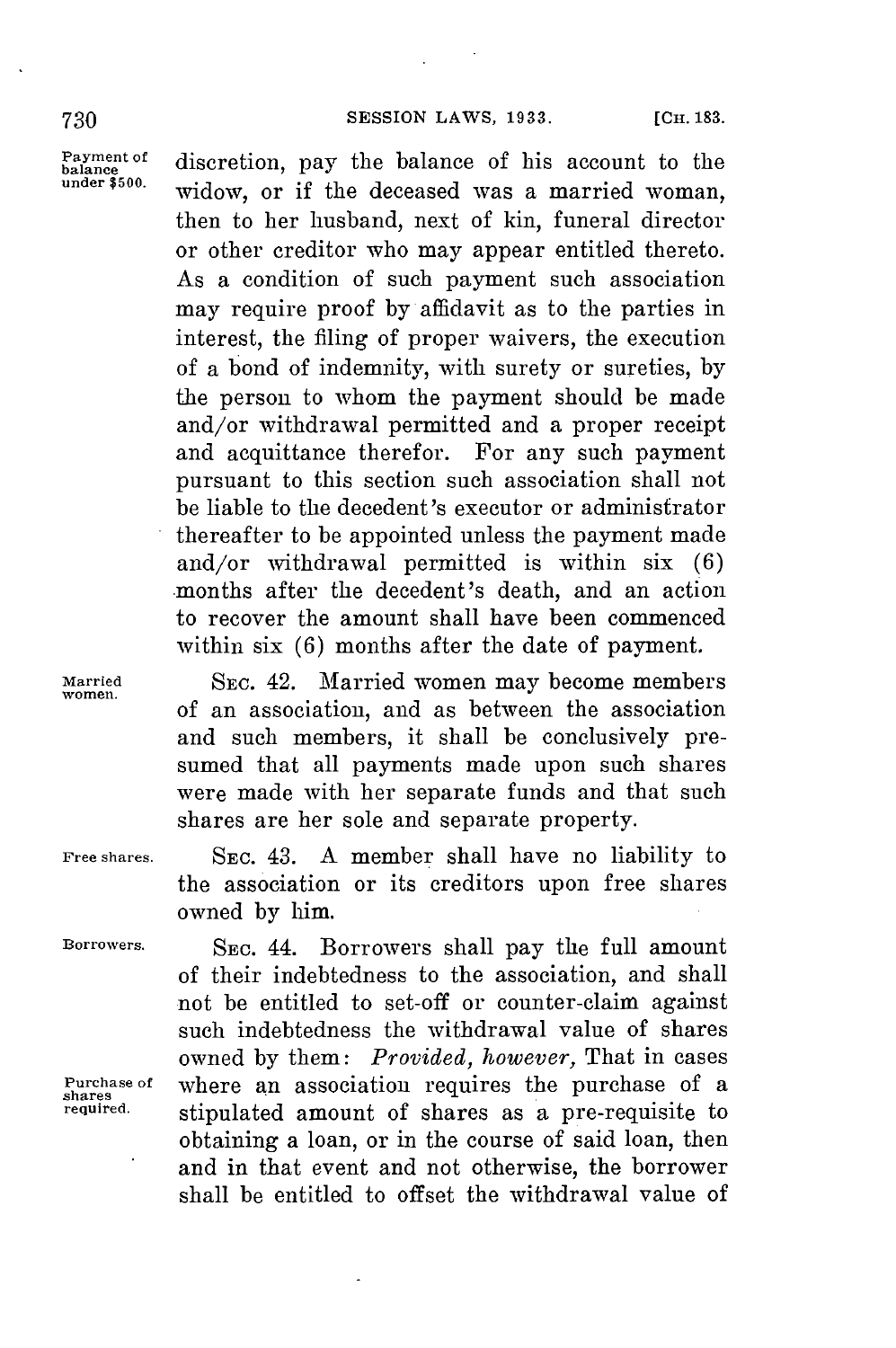discretion, pay the balance of his account to the widow, or if the deceased was a married woman, then to her husband, next of kin, funeral director or other creditor who may appear entitled thereto. As a condition of such payment such association may require proof by affidavit as to the parties in interest, the filing of proper waivers, the execution of a bond of indemnity, with surety or sureties, by the person to whom the payment should be made and/or withdrawal permitted and a proper receipt and acquittance therefor. For any such payment pursuant to this section such association shall not be liable to the decedent's executor or administrator thereafter to be appointed unless the payment made and/or withdrawal permitted is within six (6) months after the decedent's death, and an action to recover the amount shall have been commenced within six (6) months after the date of payment.

Married women.

SEC. 42. Married women may become members of an association, and as between the association and such members, it shall be conclusively presumed that all payments made upon such shares were made with her separate funds and that such shares are her sole and separate property.

Free shares.

SEC. 43. A member shall have no liability to the association or its creditors upon free shares owned by him.

Borrowers.

SEC. 44. Borrowers shall pay the full amount of their indebtedness to the association, and shall not be entitled to set-off or counter-claim against such indebtedness the withdrawal value of shares owned by them: *Provided, however,* That in cases where an association requires the purchase of a stipulated amount of shares as a pre-requisite to obtaining a loan, or in the course of said loan, then and in that event and not otherwise, the borrower shall be entitled to offset the withdrawal value of

Purchase of shares required.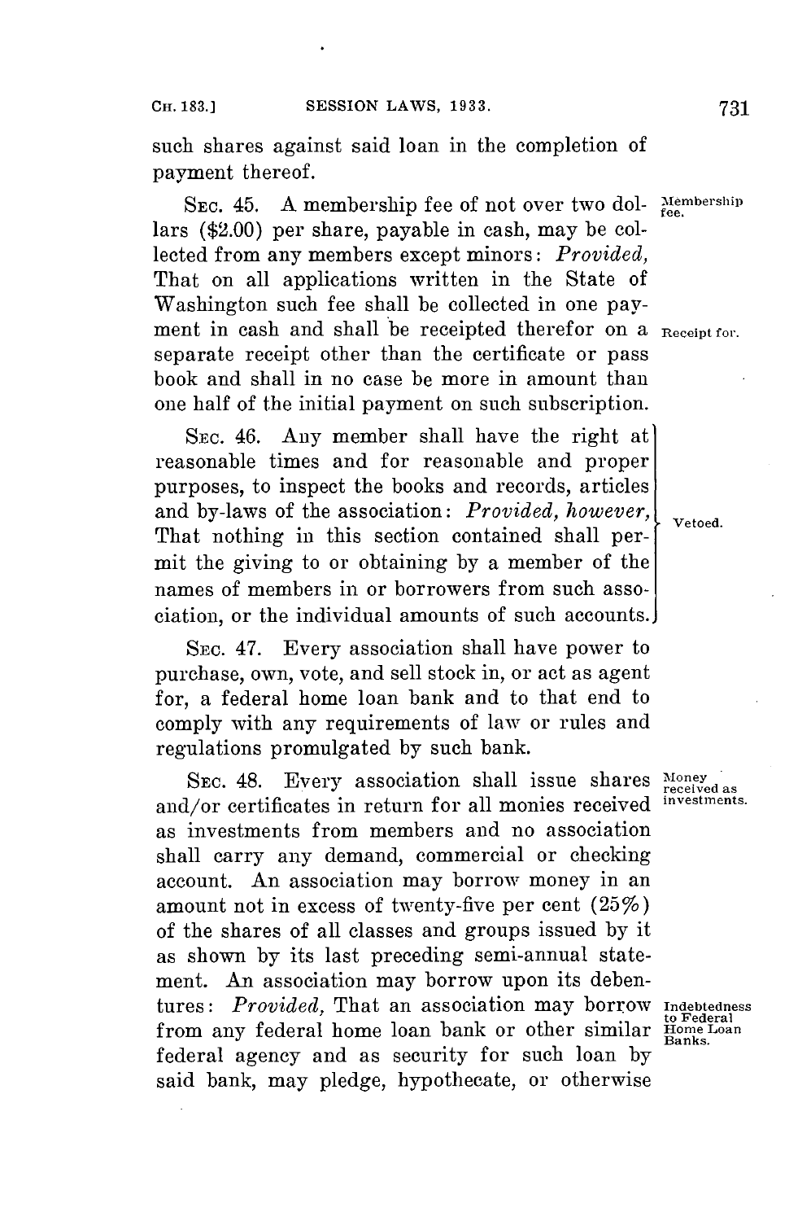such shares against said loan in the completion of payment thereof.

SEC. 45. A membership fee of not over two dollars ($2.00) per share, payable in cash, may be collected from any members except minors: *Provided,* That on all applications written in the State of Washington such fee shall be collected in one payment in cash and shall be receipted therefor on a separate receipt other than the certificate or pass book and shall in no case be more in amount than one half of the initial payment on such subscription.

Membership fee.

Receipt for.

SEC. 46. Any member shall have the right at reasonable times and for reasonable and proper purposes, to inspect the books and records, articles and by-laws of the association: *Provided, however,* That nothing in this section contained shall permit the giving to or obtaining by a member of the names of members in or borrowers from such association, or the individual amounts of such accounts.

Vetoed.

SEC. 47. Every association shall have power to purchase, own, vote, and sell stock in, or act as agent for, a federal home loan bank and to that end to comply with any requirements of law or rules and regulations promulgated by such bank.

SEC. 48. Every association shall issue shares and/or certificates in return for all monies received as investments from members and no association shall carry any demand, commercial or checking account. An association may borrow money in an amount not in excess of twenty-five per cent (25%) of the shares of all classes and groups issued by it as shown by its last preceding semi-annual statement. An association may borrow upon its debentures: *Provided,* That an association may borrow from any federal home loan bank or other similar federal agency and as security for such loan by said bank, may pledge, hypothecate, or otherwise

Money received as investments.

Indebtedness to Federal Home Loan Banks.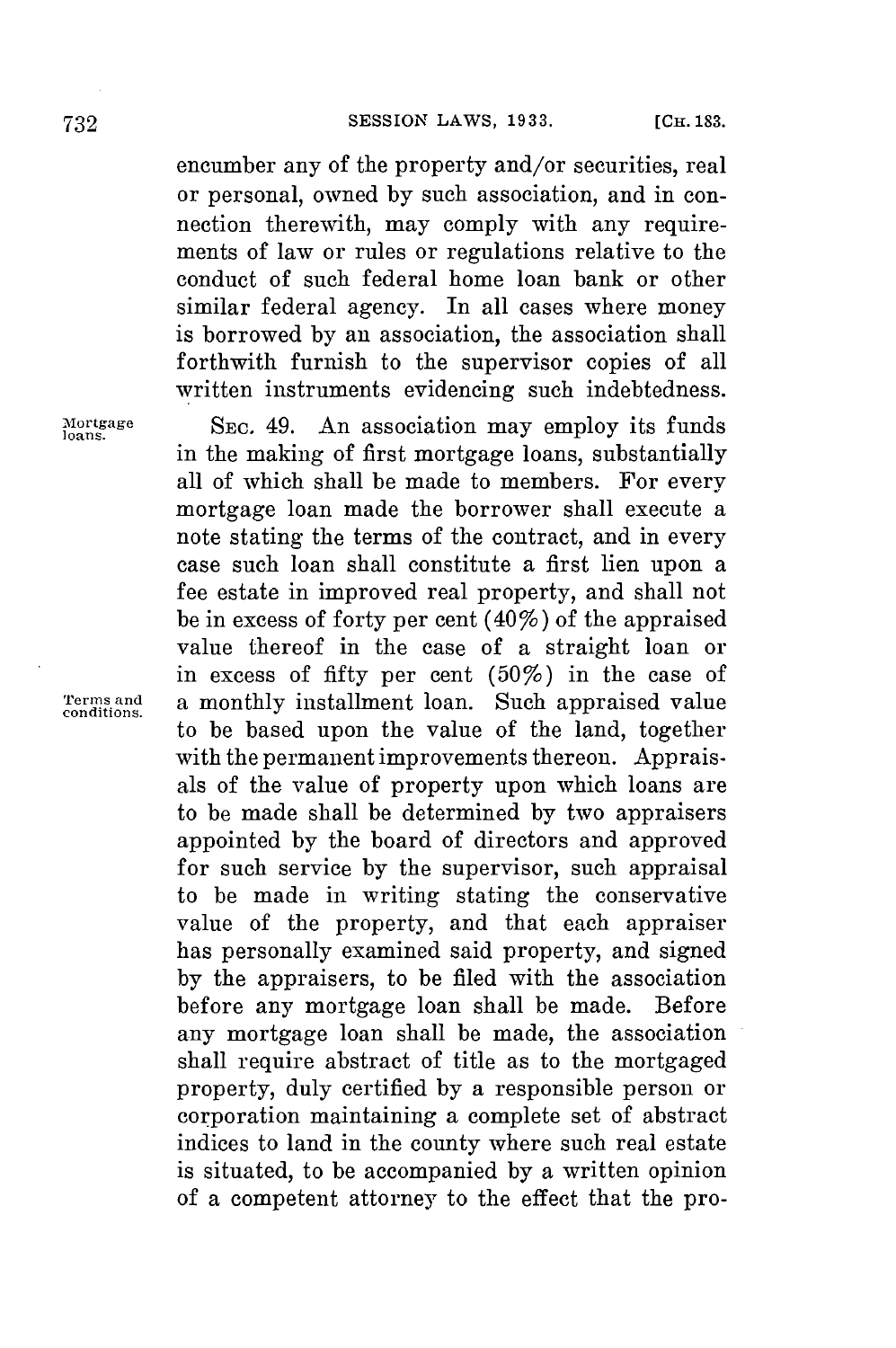encumber any of the property and/or securities, real or personal, owned by such association, and in connection therewith, may comply with any requirements of law or rules or regulations relative to the conduct of such federal home loan bank or other similar federal agency. In all cases where money is borrowed by an association, the association shall forthwith furnish to the supervisor copies of all written instruments evidencing such indebtedness.

Mortgage loans.

SEC. 49. An association may employ its funds in the making of first mortgage loans, substantially all of which shall be made to members. For every mortgage loan made the borrower shall execute a note stating the terms of the contract, and in every case such loan shall constitute a first lien upon a fee estate in improved real property, and shall not be in excess of forty per cent (40%) of the appraised value thereof in the case of a straight loan or in excess of fifty per cent (50%) in the case of a monthly installment loan. Such appraised value to be based upon the value of the land, together with the permanent improvements thereon. Appraisals of the value of property upon which loans are to be made shall be determined by two appraisers appointed by the board of directors and approved for such service by the supervisor, such appraisal to be made in writing stating the conservative value of the property, and that each appraiser has personally examined said property, and signed by the appraisers, to be filed with the association before any mortgage loan shall be made. Before any mortgage loan shall be made, the association shall require abstract of title as to the mortgaged property, duly certified by a responsible person or corporation maintaining a complete set of abstract indices to land in the county where such real estate is situated, to be accompanied by a written opinion of a competent attorney to the effect that the pro-

Terms and conditions.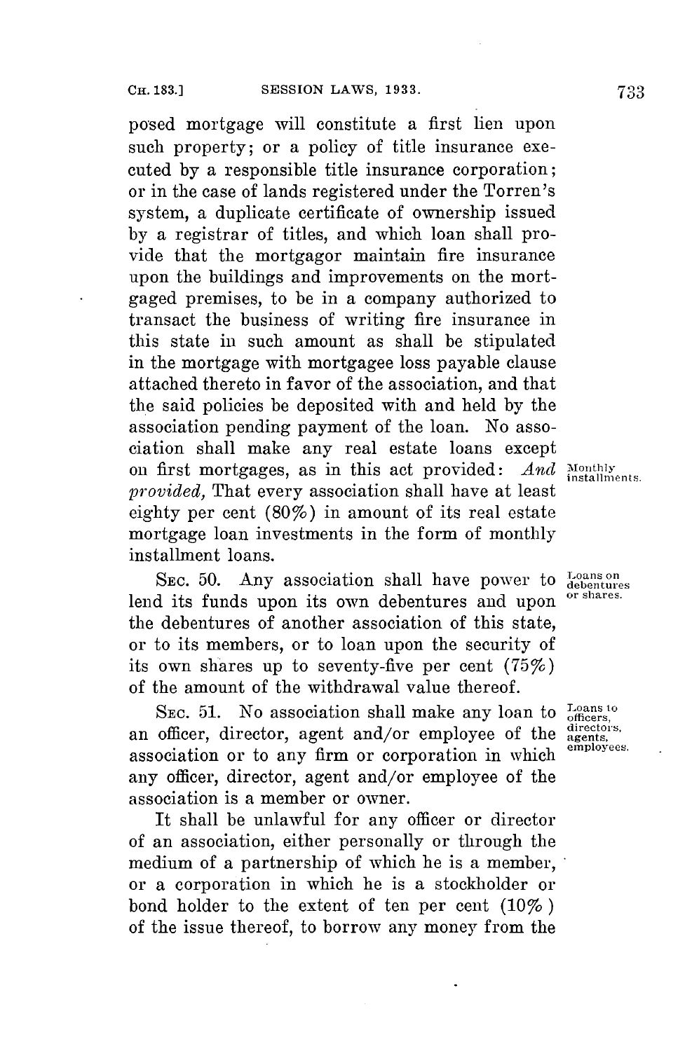posed mortgage will constitute a first lien upon such property; or a policy of title insurance executed by a responsible title insurance corporation; or in the case of lands registered under the Torren's system, a duplicate certificate of ownership issued by a registrar of titles, and which loan shall provide that the mortgagor maintain fire insurance upon the buildings and improvements on the mortgaged premises, to be in a company authorized to transact the business of writing fire insurance in this state in such amount as shall be stipulated in the mortgage with mortgagee loss payable clause attached thereto in favor of the association, and that the said policies be deposited with and held by the association pending payment of the loan. No association shall make any real estate loans except on first mortgages, as in this act provided: *And provided,* That every association shall have at least eighty per cent (80%) in amount of its real estate mortgage loan investments in the form of monthly installment loans.

Monthly installments.

SEC. 50. Any association shall have power to lend its funds upon its own debentures and upon the debentures of another association of this state, or to its members, or to loan upon the security of its own shares up to seventy-five per cent (75%) of the amount of the withdrawal value thereof.

Loans on debentures or shares.

SEC. 51. No association shall make any loan to an officer, director, agent and/or employee of the association or to any firm or corporation in which any officer, director, agent and/or employee of the association is a member or owner.

Loans to officers, directors, agents, employees.

It shall be unlawful for any officer or director of an association, either personally or through the medium of a partnership of which he is a member, or a corporation in which he is a stockholder or bond holder to the extent of ten per cent (10%) of the issue thereof, to borrow any money from the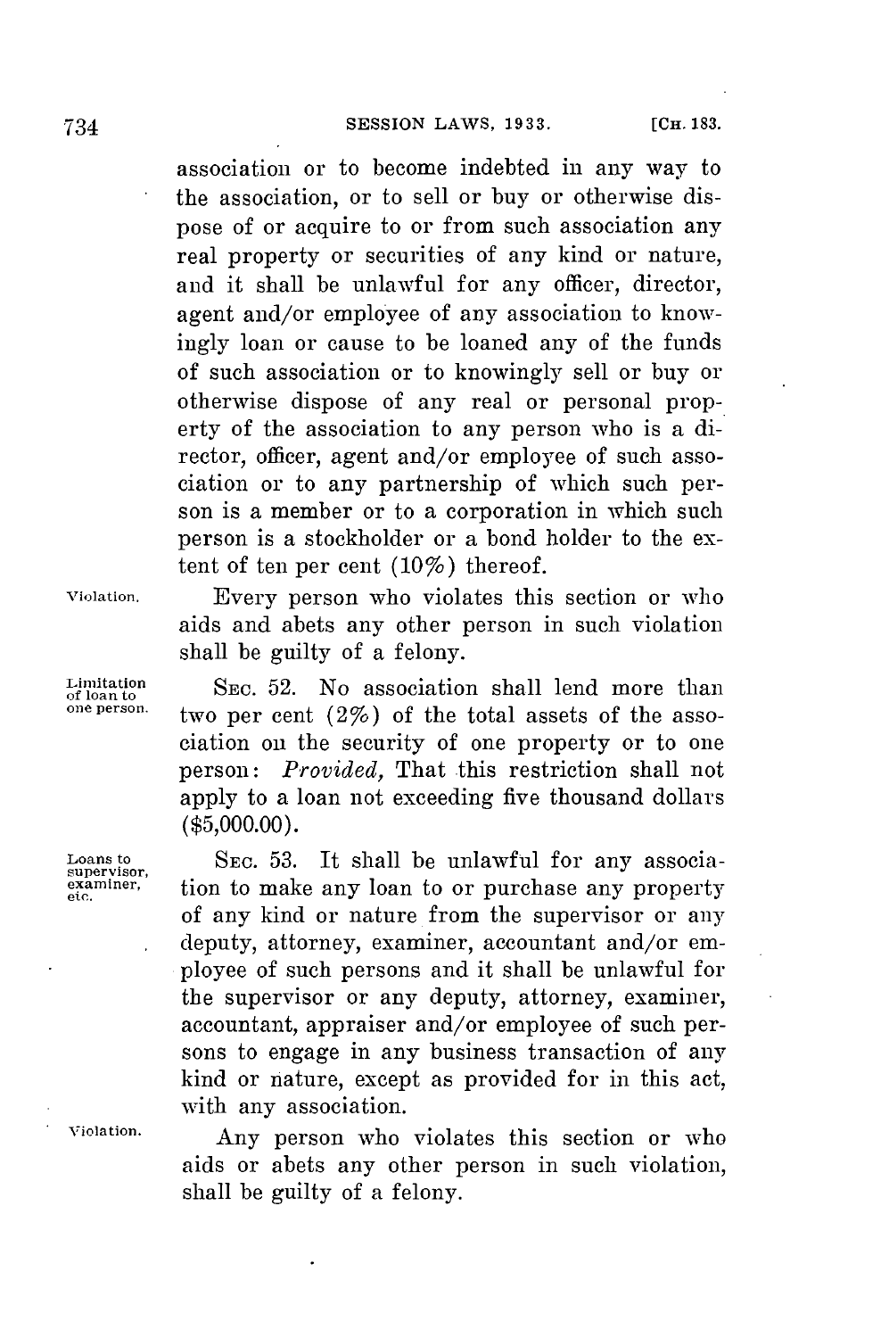association or to become indebted in any way to the association, or to sell or buy or otherwise dispose of or acquire to or from such association any real property or securities of any kind or nature, and it shall be unlawful for any officer, director, agent and/or employee of any association to knowingly loan or cause to be loaned any of the funds of such association or to knowingly sell or buy or otherwise dispose of any real or personal property of the association to any person who is a director, officer, agent and/or employee of such association or to any partnership of which such person is a member or to a corporation in which such person is a stockholder or a bond holder to the extent of ten per cent (10%) thereof.

Violation.

Every person who violates this section or who aids and abets any other person in such violation shall be guilty of a felony.

Limitation of loan to one person.

SEC. 52. No association shall lend more than two per cent (2%) of the total assets of the association on the security of one property or to one person: *Provided,* That this restriction shall not apply to a loan not exceeding five thousand dollars ($5,000.00).

Loans to supervisor, examiner, etc.

SEC. 53. It shall be unlawful for any association to make any loan to or purchase any property of any kind or nature from the supervisor or any deputy, attorney, examiner, accountant and/or employee of such persons and it shall be unlawful for the supervisor or any deputy, attorney, examiner, accountant, appraiser and/or employee of such persons to engage in any business transaction of any kind or nature, except as provided for in this act, with any association.

Violation.

Any person who violates this section or who aids or abets any other person in such violation, shall be guilty of a felony.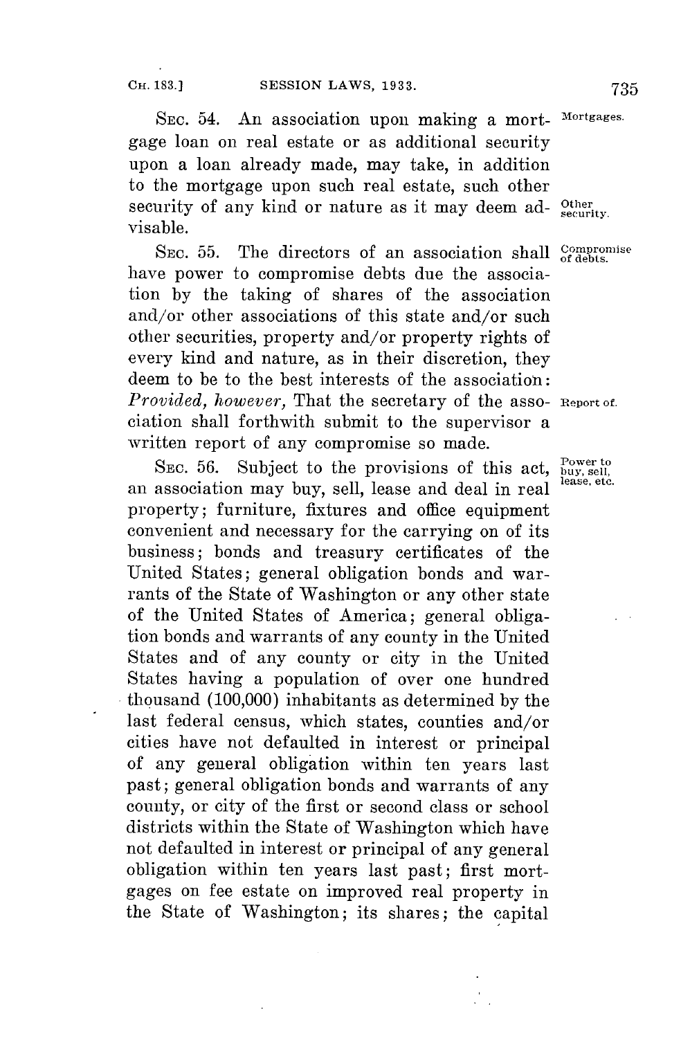SEC. 54. An association upon making a mortgage loan on real estate or as additional security upon a loan already made, may take, in addition to the mortgage upon such real estate, such other security of any kind or nature as it may deem advisable.

Mortgages.

Other security.

SEC. 55. The directors of an association shall have power to compromise debts due the association by the taking of shares of the association and/or other associations of this state and/or such other securities, property and/or property rights of every kind and nature, as in their discretion, they deem to be to the best interests of the association: *Provided, however,* That the secretary of the association shall forthwith submit to the supervisor a written report of any compromise so made.

Compromise of debts.

Report of.

SEC. 56. Subject to the provisions of this act, an association may buy, sell, lease and deal in real property; furniture, fixtures and office equipment convenient and necessary for the carrying on of its business; bonds and treasury certificates of the United States; general obligation bonds and warrants of the State of Washington or any other state of the United States of America; general obligation bonds and warrants of any county in the United States and of any county or city in the United States having a population of over one hundred thousand (100,000) inhabitants as determined by the last federal census, which states, counties and/or cities have not defaulted in interest or principal of any general obligation within ten years last past; general obligation bonds and warrants of any county, or city of the first or second class or school districts within the State of Washington which have not defaulted in interest or principal of any general obligation within ten years last past; first mortgages on fee estate on improved real property in the State of Washington; its shares; the capital

Power to buy, sell, lease, etc.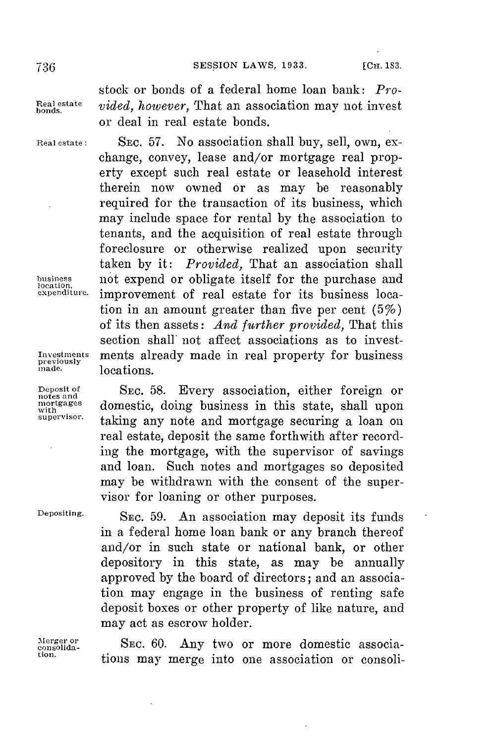stock or bonds of a federal home loan bank: *Provided, however,* That an association may not invest or deal in real estate bonds.

SEC. 57. No association shall buy, sell, own, exchange, convey, lease and/or mortgage real property except such real estate or leasehold interest therein now owned or as may be reasonably required for the transaction of its business, which may include space for rental by the association to tenants, and the acquisition of real estate through foreclosure or otherwise realized upon security taken by it: *Provided,* That an association shall not expend or obligate itself for the purchase and improvement of real estate for its business location in an amount greater than five per cent (5%) of its then assets: *And further provided,* That this section shall not affect associations as to investments already made in real property for business locations.

SEC. 58. Every association, either foreign or domestic, doing business in this state, shall upon taking any note and mortgage securing a loan on real estate, deposit the same forthwith after recording the mortgage, with the supervisor of savings and loan. Such notes and mortgages so deposited may be withdrawn with the consent of the supervisor for loaning or other purposes.

SEC. 59. An association may deposit its funds in a federal home loan bank or any branch thereof and/or in such state or national bank, or other depository in this state, as may be annually approved by the board of directors; and an association may engage in the business of renting safe deposit boxes or other property of like nature, and may act as escrow holder.

SEC. 60. Any two or more domestic associations may merge into one association or consoli-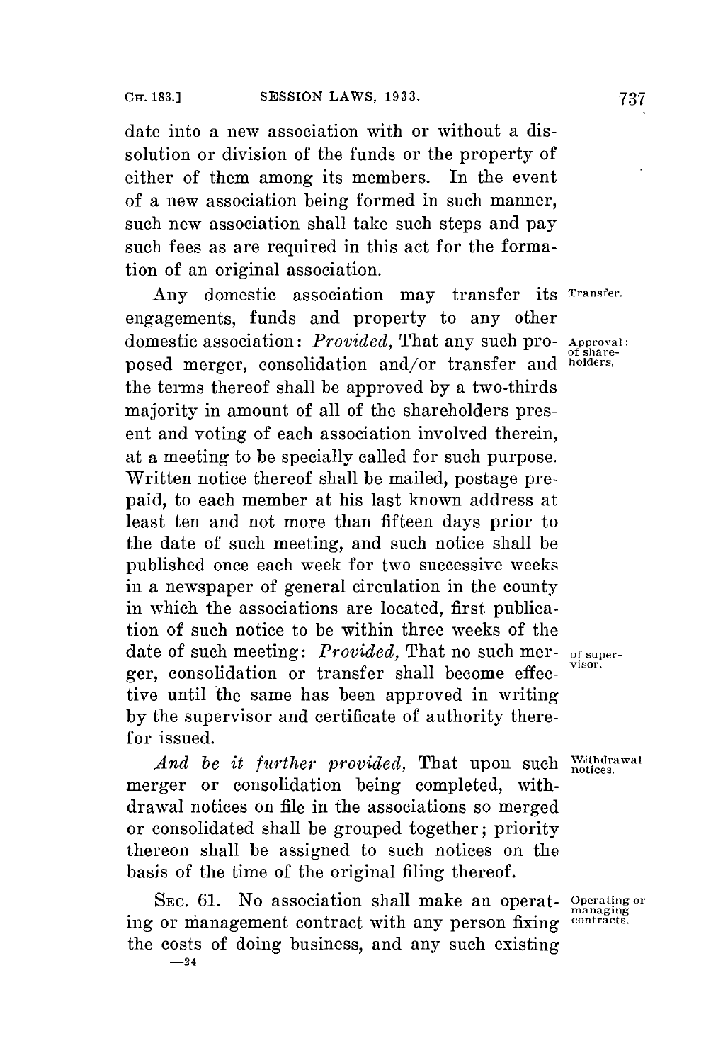date into a new association with or without a dissolution or division of the funds or the property of either of them among its members. In the event of a new association being formed in such manner, such new association shall take such steps and pay such fees as are required in this act for the formation of an original association.

Transfer. Any domestic association may transfer its engagements, funds and property to any other domestic association: *Provided,* That any such proposed merger, consolidation and/or transfer and the terms thereof shall be approved by a two-thirds majority in amount of all of the shareholders present and voting of each association involved therein, at a meeting to be specially called for such purpose. Written notice thereof shall be mailed, postage prepaid, to each member at his last known address at least ten and not more than fifteen days prior to the date of such meeting, and such notice shall be published once each week for two successive weeks in a newspaper of general circulation in the county in which the associations are located, first publication of such notice to be within three weeks of the date of such meeting: *Provided,* That no such merger, consolidation or transfer shall become effective until the same has been approved in writing by the supervisor and certificate of authority therefor issued.

Approval: of shareholders.

Of supervisor.

Withdrawal notices. *And be it further provided,* That upon such merger or consolidation being completed, withdrawal notices on file in the associations so merged or consolidated shall be grouped together; priority thereon shall be assigned to such notices on the basis of the time of the original filing thereof.

Operating or managing contracts. SEC. 61. No association shall make an operating or management contract with any person fixing the costs of doing business, and any such existing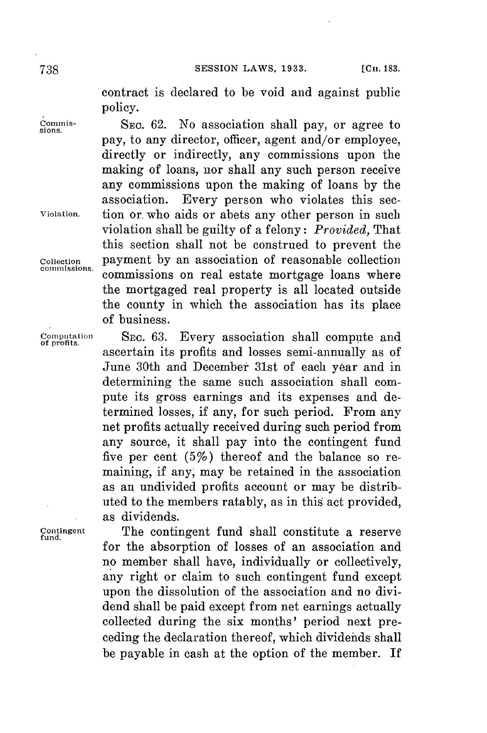contract is declared to be void and against public policy.

Commissions. SEC. 62. No association shall pay, or agree to pay, to any director, officer, agent and/or employee, directly or indirectly, any commissions upon the making of loans, nor shall any such person receive any commissions upon the making of loans by the association. Every person who violates this section or who aids or abets any other person in such violation shall be guilty of a felony: *Provided,* That this section shall not be construed to prevent the payment by an association of reasonable collection commissions on real estate mortgage loans where the mortgaged real property is all located outside the county in which the association has its place of business.

Violation.

Collection commissions.

Computation of profits. SEC. 63. Every association shall compute and ascertain its profits and losses semi-annually as of June 30th and December 31st of each year and in determining the same such association shall compute its gross earnings and its expenses and determined losses, if any, for such period. From any net profits actually received during such period from any source, it shall pay into the contingent fund five per cent (5%) thereof and the balance so remaining, if any, may be retained in the association as an undivided profits account or may be distributed to the members ratably, as in this act provided, as dividends.

Contingent fund. The contingent fund shall constitute a reserve for the absorption of losses of an association and no member shall have, individually or collectively, any right or claim to such contingent fund except upon the dissolution of the association and no dividend shall be paid except from net earnings actually collected during the six months' period next preceding the declaration thereof, which dividends shall be payable in cash at the option of the member. If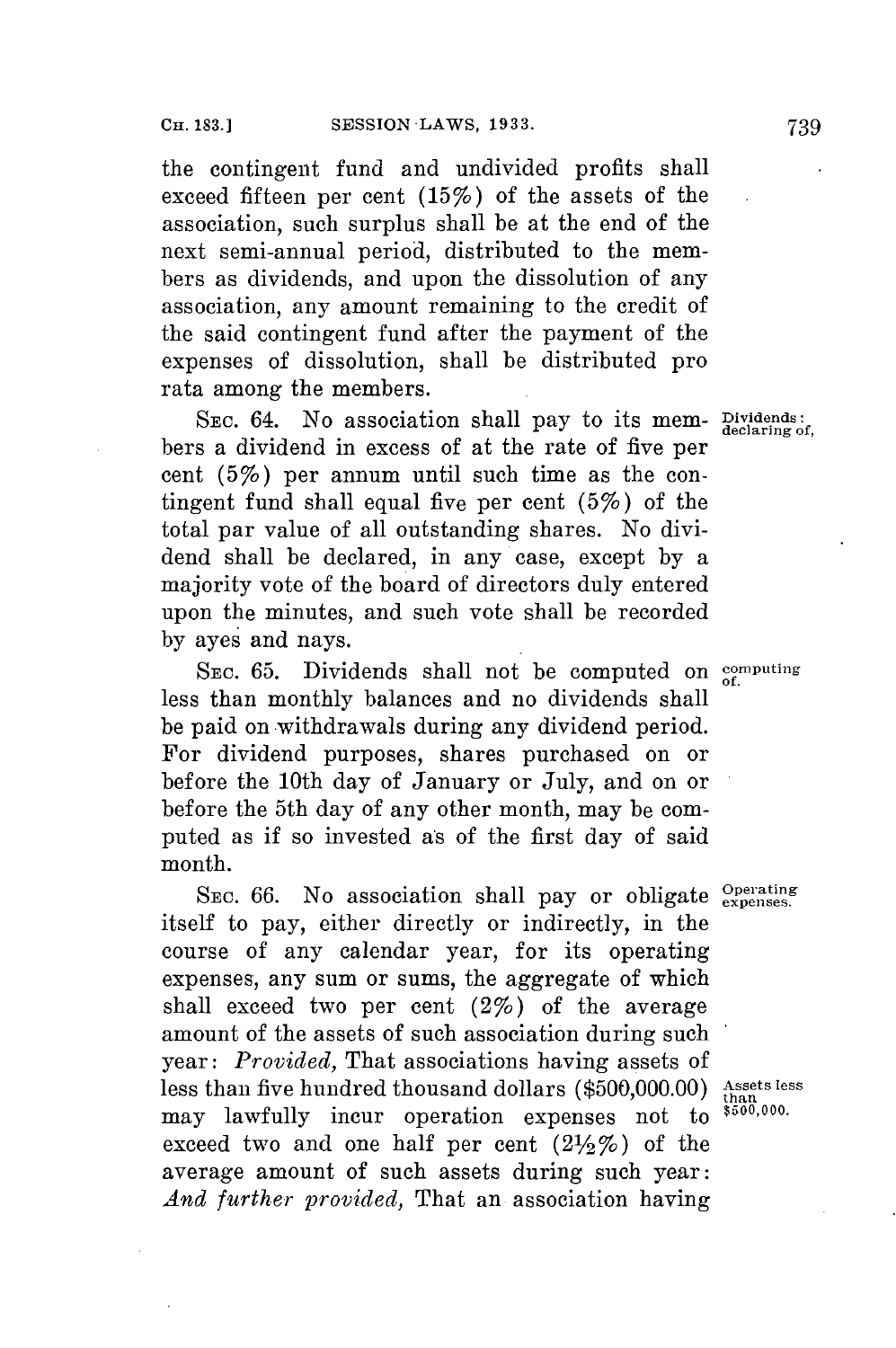the contingent fund and undivided profits shall exceed fifteen per cent (15%) of the assets of the association, such surplus shall be at the end of the next semi-annual period, distributed to the members as dividends, and upon the dissolution of any association, any amount remaining to the credit of the said contingent fund after the payment of the expenses of dissolution, shall be distributed pro rata among the members.

Dividends: declaring of.

SEC. 64. No association shall pay to its members a dividend in excess of at the rate of five per cent (5%) per annum until such time as the contingent fund shall equal five per cent (5%) of the total par value of all outstanding shares. No dividend shall be declared, in any case, except by a majority vote of the board of directors duly entered upon the minutes, and such vote shall be recorded by ayes and nays.

Computing of.

SEC. 65. Dividends shall not be computed on less than monthly balances and no dividends shall be paid on withdrawals during any dividend period. For dividend purposes, shares purchased on or before the 10th day of January or July, and on or before the 5th day of any other month, may be computed as if so invested as of the first day of said month.

Operating expenses.

SEC. 66. No association shall pay or obligate itself to pay, either directly or indirectly, in the course of any calendar year, for its operating expenses, any sum or sums, the aggregate of which shall exceed two per cent (2%) of the average amount of the assets of such association during such year: *Provided,* That associations having assets of less than five hundred thousand dollars ($500,000.00) may lawfully incur operation expenses not to exceed two and one half per cent (2½%) of the average amount of such assets during such year: *And further provided,* That an association having

Assets less than $500,000.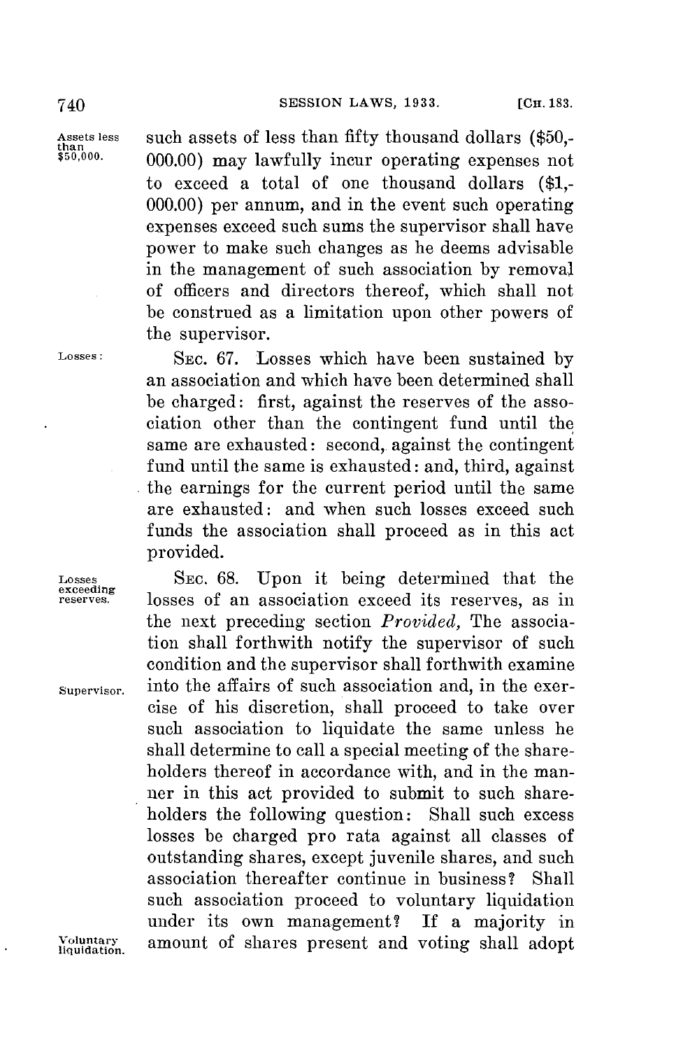such assets of less than fifty thousand dollars ($50,000.00) may lawfully incur operating expenses not to exceed a total of one thousand dollars ($1,000.00) per annum, and in the event such operating expenses exceed such sums the supervisor shall have power to make such changes as he deems advisable in the management of such association by removal of officers and directors thereof, which shall not be construed as a limitation upon other powers of the supervisor.

SEC. 67. Losses which have been sustained by an association and which have been determined shall be charged: first, against the reserves of the association other than the contingent fund until the same are exhausted: second, against the contingent fund until the same is exhausted: and, third, against the earnings for the current period until the same are exhausted: and when such losses exceed such funds the association shall proceed as in this act provided.

SEC. 68. Upon it being determined that the losses of an association exceed its reserves, as in the next preceding section *Provided,* The association shall forthwith notify the supervisor of such condition and the supervisor shall forthwith examine into the affairs of such association and, in the exercise of his discretion, shall proceed to take over such association to liquidate the same unless he shall determine to call a special meeting of the shareholders thereof in accordance with, and in the manner in this act provided to submit to such shareholders the following question: Shall such excess losses be charged pro rata against all classes of outstanding shares, except juvenile shares, and such association thereafter continue in business? Shall such association proceed to voluntary liquidation under its own management? If a majority in amount of shares present and voting shall adopt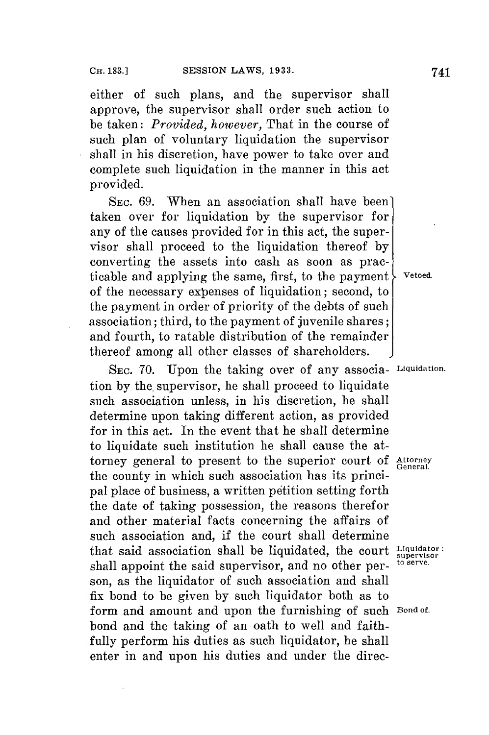either of such plans, and the supervisor shall approve, the supervisor shall order such action to be taken: *Provided, however,* That in the course of such plan of voluntary liquidation the supervisor shall in his discretion, have power to take over and complete such liquidation in the manner in this act provided.

SEC. 69. When an association shall have been taken over for liquidation by the supervisor for any of the causes provided for in this act, the supervisor shall proceed to the liquidation thereof by converting the assets into cash as soon as practicable and applying the same, first, to the payment of the necessary expenses of liquidation; second, to the payment in order of priority of the debts of such association; third, to the payment of juvenile shares; and fourth, to ratable distribution of the remainder thereof among all other classes of shareholders. Vetoed.

SEC. 70. Upon the taking over of any association by the supervisor, he shall proceed to liquidate such association unless, in his discretion, he shall determine upon taking different action, as provided for in this act. In the event that he shall determine to liquidate such institution he shall cause the attorney general to present to the superior court of the county in which such association has its principal place of business, a written petition setting forth the date of taking possession, the reasons therefor and other material facts concerning the affairs of such association and, if the court shall determine that said association shall be liquidated, the court shall appoint the said supervisor, and no other person, as the liquidator of such association and shall fix bond to be given by such liquidator both as to form and amount and upon the furnishing of such bond and the taking of an oath to well and faithfully perform his duties as such liquidator, he shall enter in and upon his duties and under the direc-

Liquidation.

Attorney General.

Liquidator: supervisor to serve.

Bond of.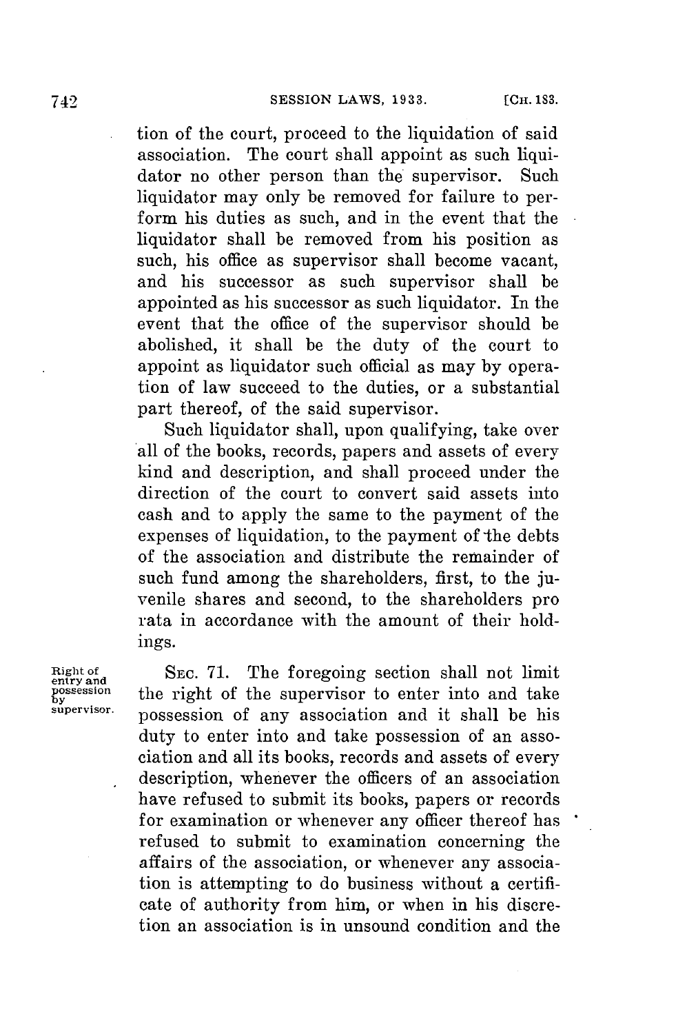tion of the court, proceed to the liquidation of said association. The court shall appoint as such liquidator no other person than the supervisor. Such liquidator may only be removed for failure to perform his duties as such, and in the event that the liquidator shall be removed from his position as such, his office as supervisor shall become vacant, and his successor as such supervisor shall be appointed as his successor as such liquidator. In the event that the office of the supervisor should be abolished, it shall be the duty of the court to appoint as liquidator such official as may by operation of law succeed to the duties, or a substantial part thereof, of the said supervisor.

Such liquidator shall, upon qualifying, take over all of the books, records, papers and assets of every kind and description, and shall proceed under the direction of the court to convert said assets into cash and to apply the same to the payment of the expenses of liquidation, to the payment of the debts of the association and distribute the remainder of such fund among the shareholders, first, to the juvenile shares and second, to the shareholders pro rata in accordance with the amount of their holdings.

Right of entry and possession by supervisor.

SEC. 71. The foregoing section shall not limit the right of the supervisor to enter into and take possession of any association and it shall be his duty to enter into and take possession of an association and all its books, records and assets of every description, whenever the officers of an association have refused to submit its books, papers or records for examination or whenever any officer thereof has refused to submit to examination concerning the affairs of the association, or whenever any association is attempting to do business without a certificate of authority from him, or when in his discretion an association is in unsound condition and the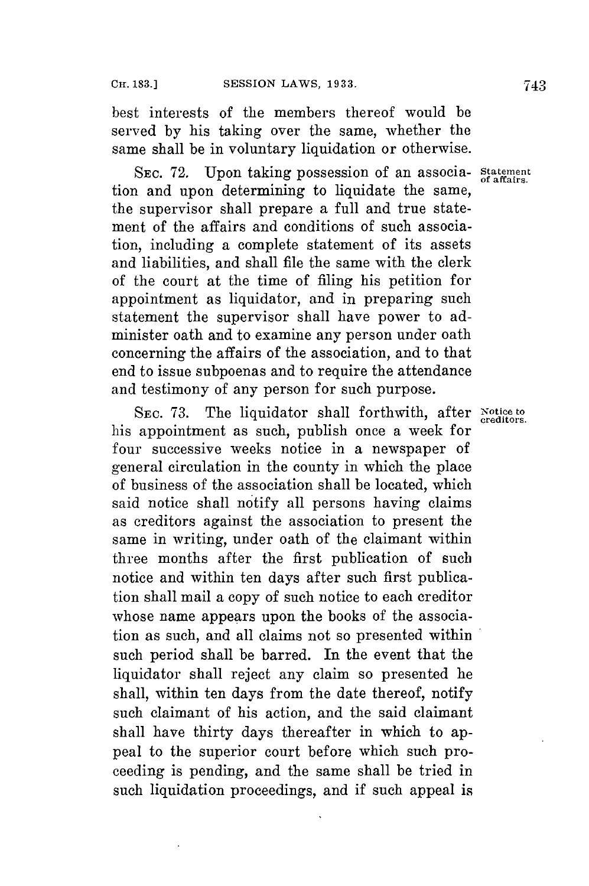best interests of the members thereof would be served by his taking over the same, whether the same shall be in voluntary liquidation or otherwise.

SEC. 72. Upon taking possession of an association and upon determining to liquidate the same, the supervisor shall prepare a full and true statement of the affairs and conditions of such association, including a complete statement of its assets and liabilities, and shall file the same with the clerk of the court at the time of filing his petition for appointment as liquidator, and in preparing such statement the supervisor shall have power to administer oath and to examine any person under oath concerning the affairs of the association, and to that end to issue subpoenas and to require the attendance and testimony of any person for such purpose.

*Statement of affairs.*

SEC. 73. The liquidator shall forthwith, after his appointment as such, publish once a week for four successive weeks notice in a newspaper of general circulation in the county in which the place of business of the association shall be located, which said notice shall notify all persons having claims as creditors against the association to present the same in writing, under oath of the claimant within three months after the first publication of such notice and within ten days after such first publication shall mail a copy of such notice to each creditor whose name appears upon the books of the association as such, and all claims not so presented within such period shall be barred. In the event that the liquidator shall reject any claim so presented he shall, within ten days from the date thereof, notify such claimant of his action, and the said claimant shall have thirty days thereafter in which to appeal to the superior court before which such proceeding is pending, and the same shall be tried in such liquidation proceedings, and if such appeal is

*Notice to creditors.*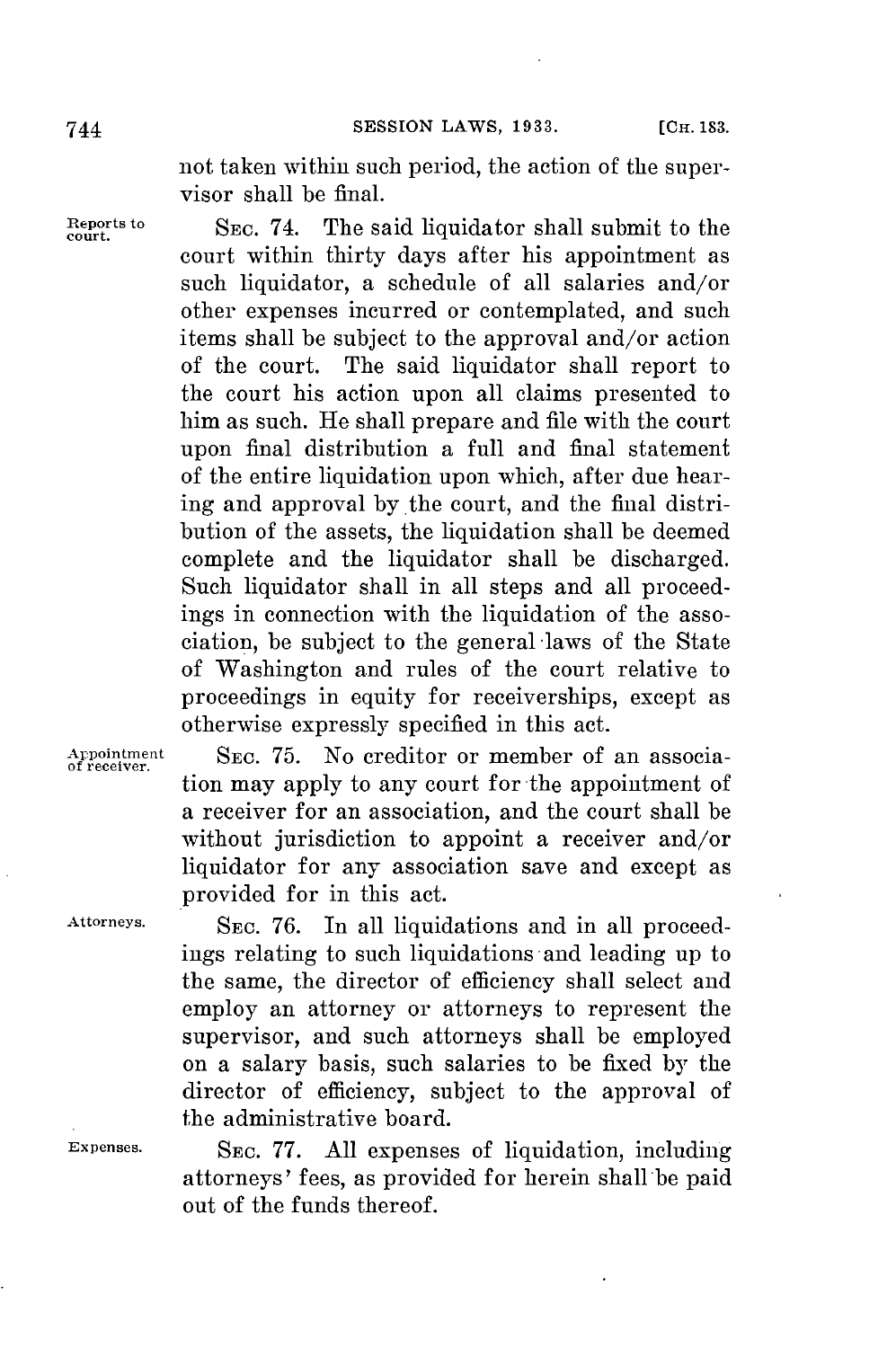not taken within such period, the action of the supervisor shall be final.

Reports to court. SEC. 74. The said liquidator shall submit to the court within thirty days after his appointment as such liquidator, a schedule of all salaries and/or other expenses incurred or contemplated, and such items shall be subject to the approval and/or action of the court. The said liquidator shall report to the court his action upon all claims presented to him as such. He shall prepare and file with the court upon final distribution a full and final statement of the entire liquidation upon which, after due hearing and approval by the court, and the final distribution of the assets, the liquidation shall be deemed complete and the liquidator shall be discharged. Such liquidator shall in all steps and all proceedings in connection with the liquidation of the association, be subject to the general laws of the State of Washington and rules of the court relative to proceedings in equity for receiverships, except as otherwise expressly specified in this act.

Appointment of receiver. SEC. 75. No creditor or member of an association may apply to any court for the appointment of a receiver for an association, and the court shall be without jurisdiction to appoint a receiver and/or liquidator for any association save and except as provided for in this act.

Attorneys. SEC. 76. In all liquidations and in all proceedings relating to such liquidations and leading up to the same, the director of efficiency shall select and employ an attorney or attorneys to represent the supervisor, and such attorneys shall be employed on a salary basis, such salaries to be fixed by the director of efficiency, subject to the approval of the administrative board.

Expenses. SEC. 77. All expenses of liquidation, including attorneys' fees, as provided for herein shall be paid out of the funds thereof.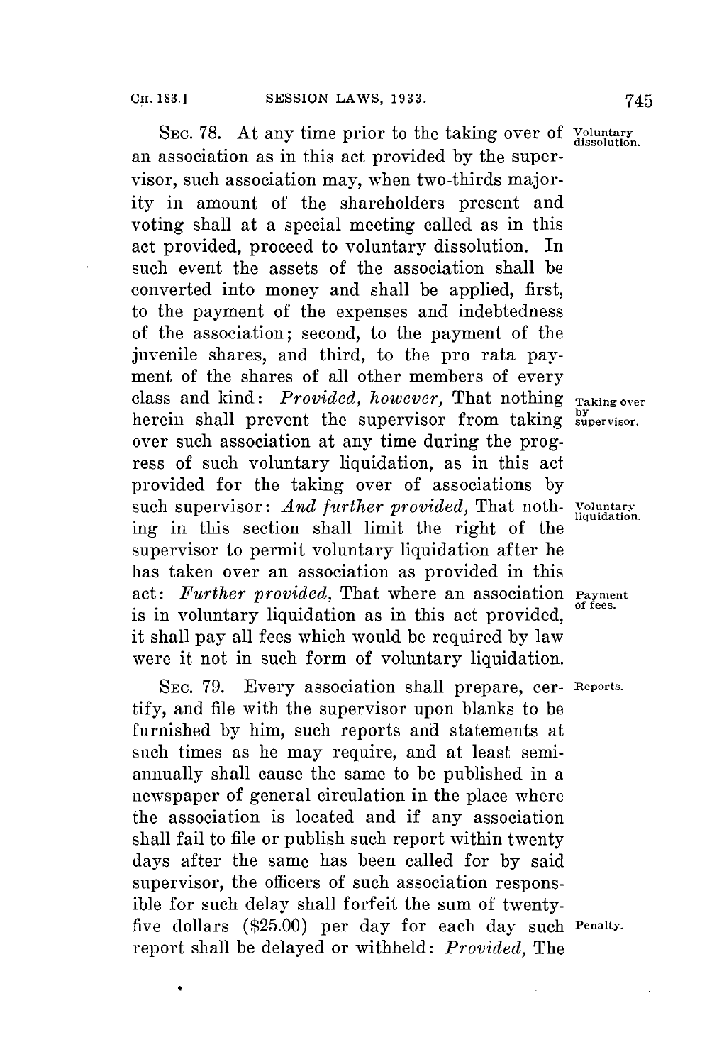SEC. 78. At any time prior to the taking over of an association as in this act provided by the supervisor, such association may, when two-thirds majority in amount of the shareholders present and voting shall at a special meeting called as in this act provided, proceed to voluntary dissolution. In such event the assets of the association shall be converted into money and shall be applied, first, to the payment of the expenses and indebtedness of the association; second, to the payment of the juvenile shares, and third, to the pro rata payment of the shares of all other members of every class and kind: *Provided, however,* That nothing herein shall prevent the supervisor from taking over such association at any time during the progress of such voluntary liquidation, as in this act provided for the taking over of associations by such supervisor: *And further provided,* That nothing in this section shall limit the right of the supervisor to permit voluntary liquidation after he has taken over an association as provided in this act: *Further provided,* That where an association is in voluntary liquidation as in this act provided, it shall pay all fees which would be required by law were it not in such form of voluntary liquidation.

Voluntary dissolution.

Taking over by supervisor.

Voluntary liquidation.

Payment of fees.

SEC. 79. Every association shall prepare, certify, and file with the supervisor upon blanks to be furnished by him, such reports and statements at such times as he may require, and at least semi-annually shall cause the same to be published in a newspaper of general circulation in the place where the association is located and if any association shall fail to file or publish such report within twenty days after the same has been called for by said supervisor, the officers of such association responsible for such delay shall forfeit the sum of twenty-five dollars ($25.00) per day for each day such report shall be delayed or withheld: *Provided,* The

Reports.

Penalty.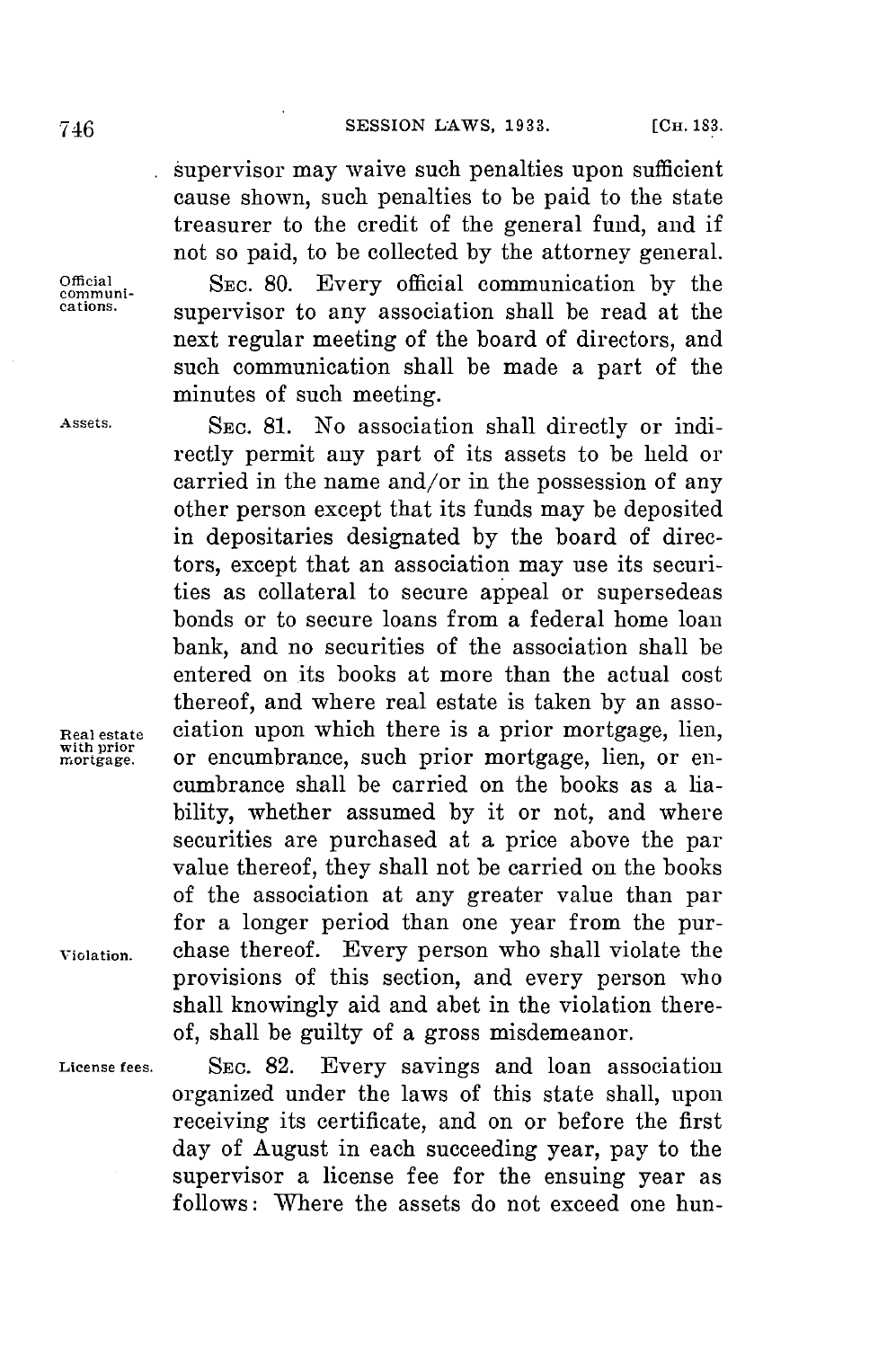supervisor may waive such penalties upon sufficient cause shown, such penalties to be paid to the state treasurer to the credit of the general fund, and if not so paid, to be collected by the attorney general.

Official communications. SEC. 80. Every official communication by the supervisor to any association shall be read at the next regular meeting of the board of directors, and such communication shall be made a part of the minutes of such meeting.

Assets. SEC. 81. No association shall directly or indirectly permit any part of its assets to be held or carried in the name and/or in the possession of any other person except that its funds may be deposited in depositaries designated by the board of directors, except that an association may use its securities as collateral to secure appeal or supersedeas bonds or to secure loans from a federal home loan bank, and no securities of the association shall be entered on its books at more than the actual cost thereof, and where real estate is taken by an association upon which there is a prior mortgage, lien, or encumbrance, such prior mortgage, lien, or encumbrance shall be carried on the books as a liability, whether assumed by it or not, and where securities are purchased at a price above the par value thereof, they shall not be carried on the books of the association at any greater value than par for a longer period than one year from the purchase thereof. Every person who shall violate the provisions of this section, and every person who shall knowingly aid and abet in the violation thereof, shall be guilty of a gross misdemeanor.

Real estate with prior mortgage.

Violation.

License fees. SEC. 82. Every savings and loan association organized under the laws of this state shall, upon receiving its certificate, and on or before the first day of August in each succeeding year, pay to the supervisor a license fee for the ensuing year as follows: Where the assets do not exceed one hun-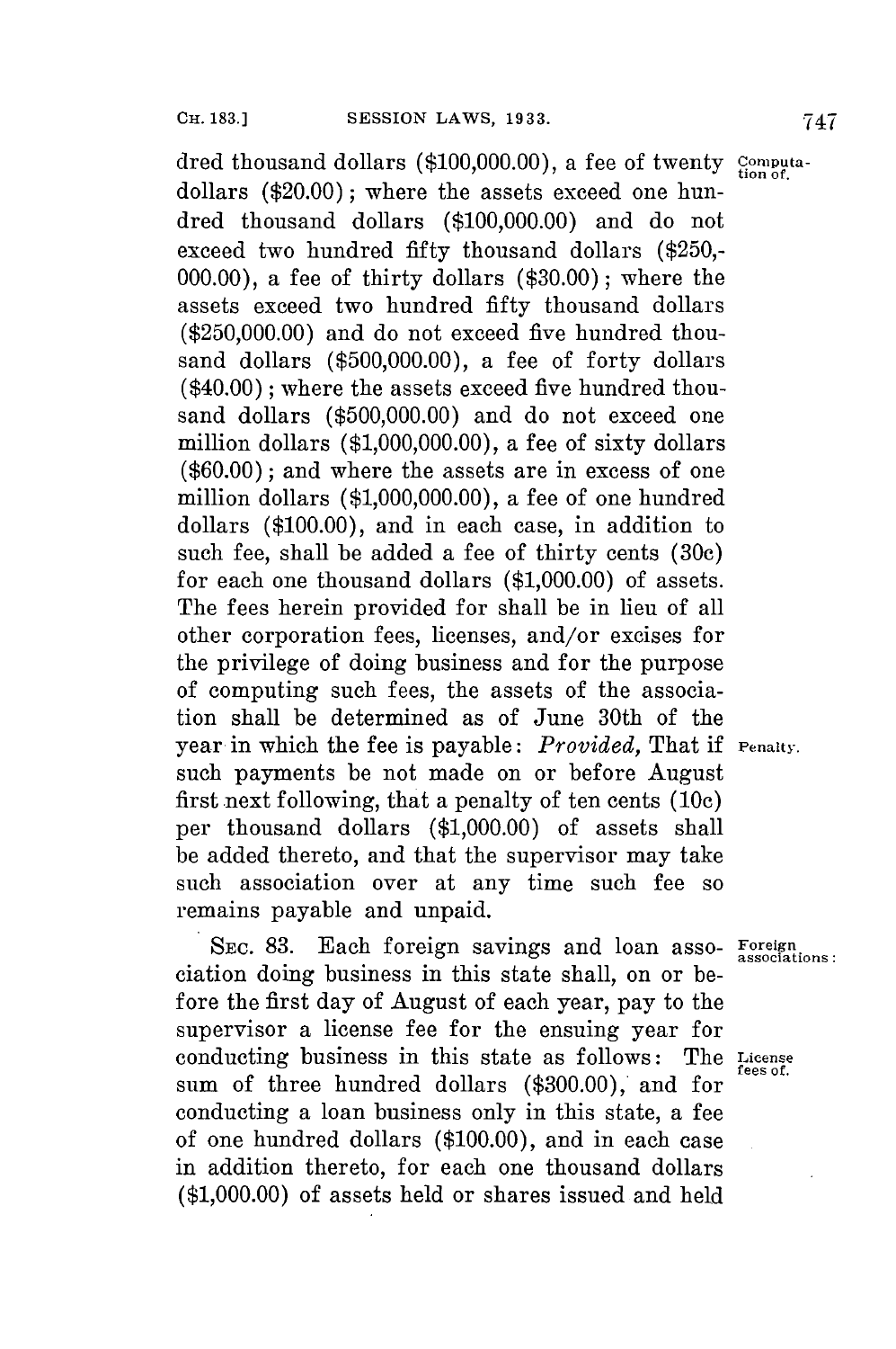dred thousand dollars ($100,000.00), a fee of twenty dollars ($20.00); where the assets exceed one hundred thousand dollars ($100,000.00) and do not exceed two hundred fifty thousand dollars ($250,000.00), a fee of thirty dollars ($30.00); where the assets exceed two hundred fifty thousand dollars ($250,000.00) and do not exceed five hundred thousand dollars ($500,000.00), a fee of forty dollars ($40.00); where the assets exceed five hundred thousand dollars ($500,000.00) and do not exceed one million dollars ($1,000,000.00), a fee of sixty dollars ($60.00); and where the assets are in excess of one million dollars ($1,000,000.00), a fee of one hundred dollars ($100.00), and in each case, in addition to such fee, shall be added a fee of thirty cents (30c) for each one thousand dollars ($1,000.00) of assets. The fees herein provided for shall be in lieu of all other corporation fees, licenses, and/or excises for the privilege of doing business and for the purpose of computing such fees, the assets of the association shall be determined as of June 30th of the year in which the fee is payable: *Provided,* That if such payments be not made on or before August first next following, that a penalty of ten cents (10c) per thousand dollars ($1,000.00) of assets shall be added thereto, and that the supervisor may take such association over at any time such fee so remains payable and unpaid.

Computation of.

Penalty.

SEC. 83. Each foreign savings and loan association doing business in this state shall, on or before the first day of August of each year, pay to the supervisor a license fee for the ensuing year for conducting business in this state as follows: The sum of three hundred dollars ($300.00), and for conducting a loan business only in this state, a fee of one hundred dollars ($100.00), and in each case in addition thereto, for each one thousand dollars ($1,000.00) of assets held or shares issued and held

Foreign associations:

License fees of.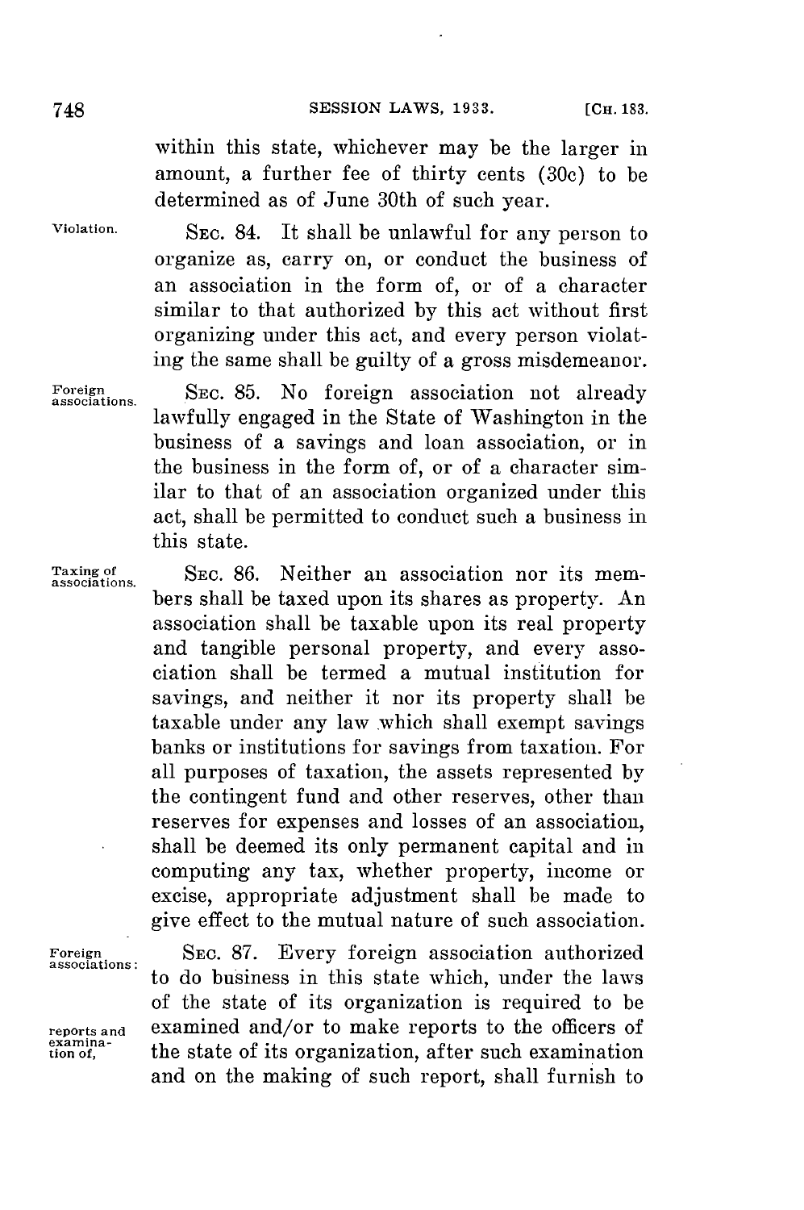within this state, whichever may be the larger in amount, a further fee of thirty cents (30c) to be determined as of June 30th of such year.

Violation. SEC. 84. It shall be unlawful for any person to organize as, carry on, or conduct the business of an association in the form of, or of a character similar to that authorized by this act without first organizing under this act, and every person violating the same shall be guilty of a gross misdemeanor.

Foreign associations. SEC. 85. No foreign association not already lawfully engaged in the State of Washington in the business of a savings and loan association, or in the business in the form of, or of a character similar to that of an association organized under this act, shall be permitted to conduct such a business in this state.

Taxing of associations. SEC. 86. Neither an association nor its members shall be taxed upon its shares as property. An association shall be taxable upon its real property and tangible personal property, and every association shall be termed a mutual institution for savings, and neither it nor its property shall be taxable under any law which shall exempt savings banks or institutions for savings from taxation. For all purposes of taxation, the assets represented by the contingent fund and other reserves, other than reserves for expenses and losses of an association, shall be deemed its only permanent capital and in computing any tax, whether property, income or excise, appropriate adjustment shall be made to give effect to the mutual nature of such association.

Foreign associations: reports and examination of. SEC. 87. Every foreign association authorized to do business in this state which, under the laws of the state of its organization is required to be examined and/or to make reports to the officers of the state of its organization, after such examination and on the making of such report, shall furnish to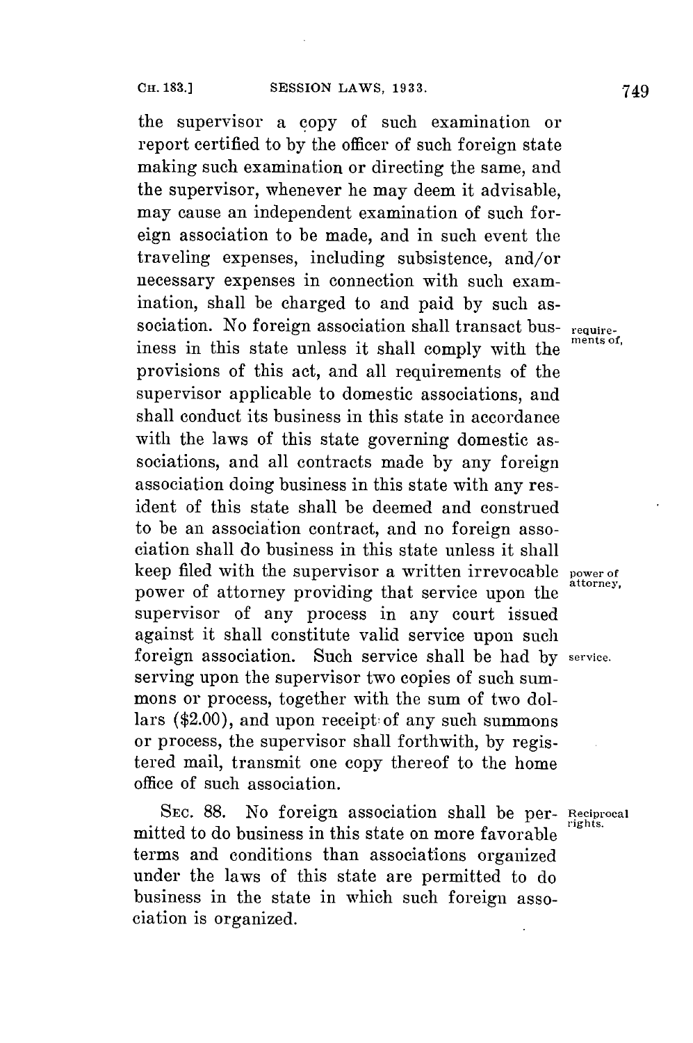the supervisor a copy of such examination or report certified to by the officer of such foreign state making such examination or directing the same, and the supervisor, whenever he may deem it advisable, may cause an independent examination of such foreign association to be made, and in such event the traveling expenses, including subsistence, and/or necessary expenses in connection with such examination, shall be charged to and paid by such association. No foreign association shall transact business in this state unless it shall comply with the provisions of this act, and all requirements of the supervisor applicable to domestic associations, and shall conduct its business in this state in accordance with the laws of this state governing domestic associations, and all contracts made by any foreign association doing business in this state with any resident of this state shall be deemed and construed to be an association contract, and no foreign association shall do business in this state unless it shall keep filed with the supervisor a written irrevocable power of attorney providing that service upon the supervisor of any process in any court issued against it shall constitute valid service upon such foreign association. Such service shall be had by serving upon the supervisor two copies of such summons or process, together with the sum of two dollars ($2.00), and upon receipt of any such summons or process, the supervisor shall forthwith, by registered mail, transmit one copy thereof to the home office of such association.

Requirements of. Power of attorney. Service.

SEC. 88. No foreign association shall be permitted to do business in this state on more favorable terms and conditions than associations organized under the laws of this state are permitted to do business in the state in which such foreign association is organized.

Reciprocal rights.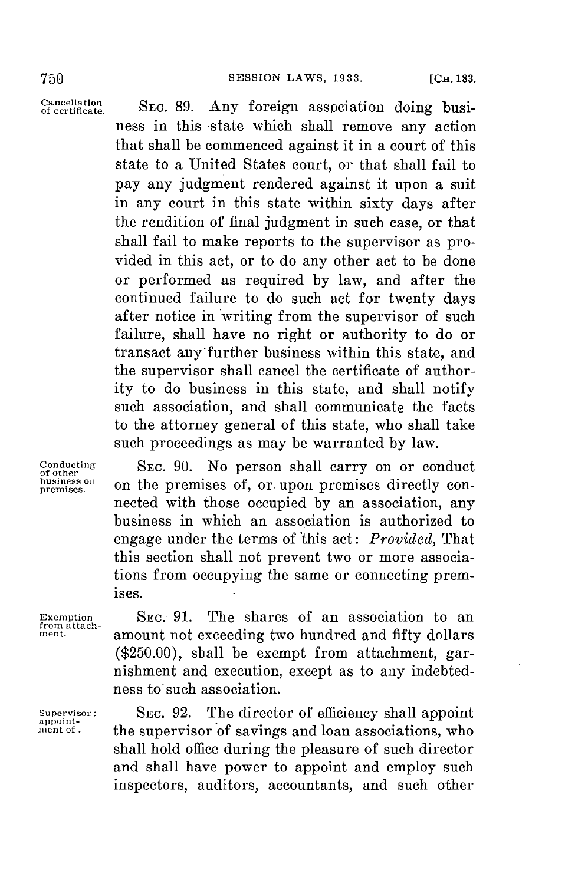**Cancellation of certificate.** SEC. 89. Any foreign association doing business in this state which shall remove any action that shall be commenced against it in a court of this state to a United States court, or that shall fail to pay any judgment rendered against it upon a suit in any court in this state within sixty days after the rendition of final judgment in such case, or that shall fail to make reports to the supervisor as provided in this act, or to do any other act to be done or performed as required by law, and after the continued failure to do such act for twenty days after notice in writing from the supervisor of such failure, shall have no right or authority to do or transact any further business within this state, and the supervisor shall cancel the certificate of authority to do business in this state, and shall notify such association, and shall communicate the facts to the attorney general of this state, who shall take such proceedings as may be warranted by law.

**Conducting of other business on premises.** SEC. 90. No person shall carry on or conduct on the premises of, or upon premises directly connected with those occupied by an association, any business in which an association is authorized to engage under the terms of this act: *Provided*, That this section shall not prevent two or more associations from occupying the same or connecting premises.

**Exemption from attachment.** SEC. 91. The shares of an association to an amount not exceeding two hundred and fifty dollars ($250.00), shall be exempt from attachment, garnishment and execution, except as to any indebtedness to such association.

**Supervisor: appointment of.** SEC. 92. The director of efficiency shall appoint the supervisor of savings and loan associations, who shall hold office during the pleasure of such director and shall have power to appoint and employ such inspectors, auditors, accountants, and such other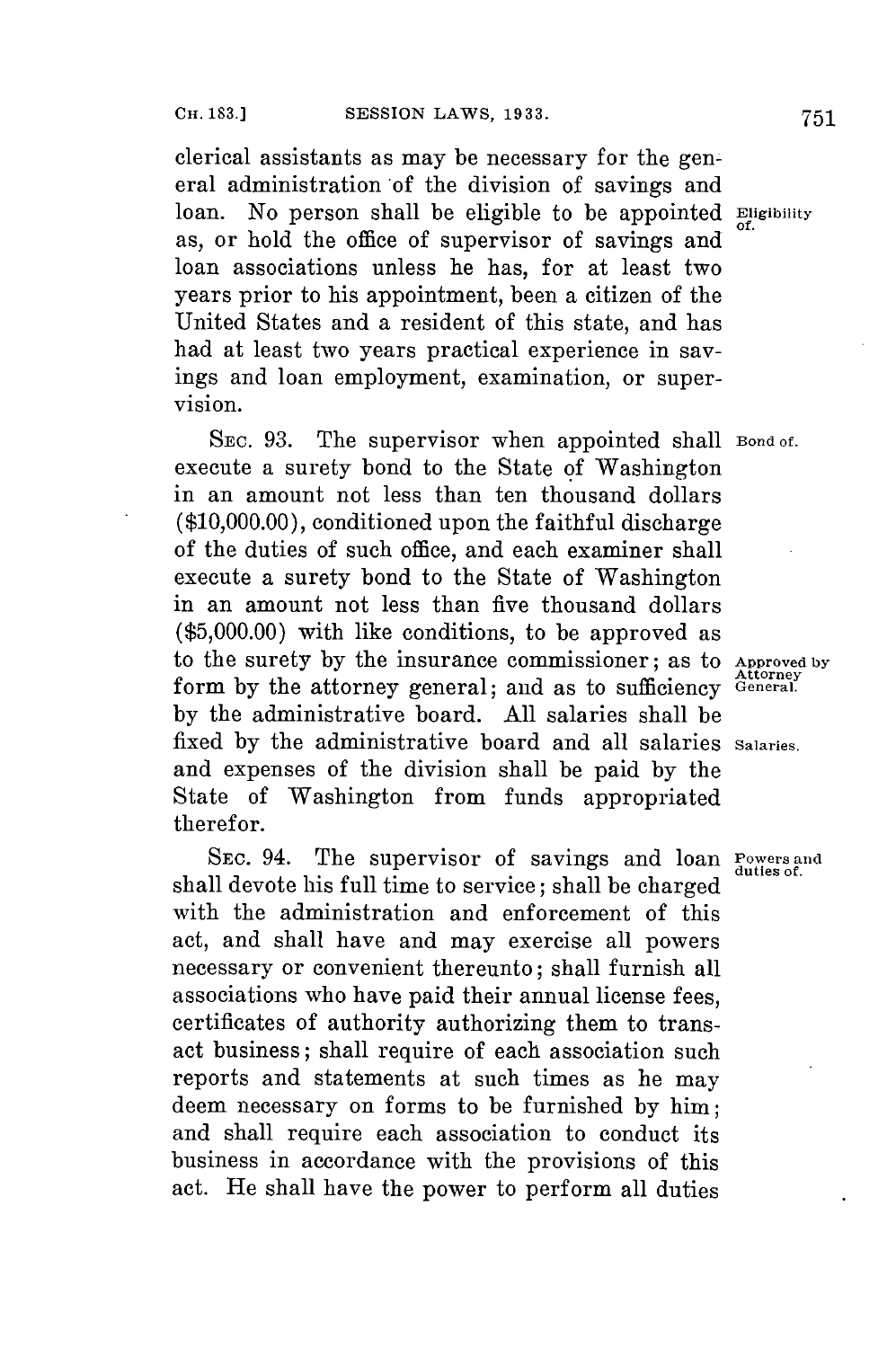clerical assistants as may be necessary for the general administration of the division of savings and loan. No person shall be eligible to be appointed as, or hold the office of supervisor of savings and loan associations unless he has, for at least two years prior to his appointment, been a citizen of the United States and a resident of this state, and has had at least two years practical experience in savings and loan employment, examination, or supervision.

*Eligibility of.*

SEC. 93. The supervisor when appointed shall execute a surety bond to the State of Washington in an amount not less than ten thousand dollars ($10,000.00), conditioned upon the faithful discharge of the duties of such office, and each examiner shall execute a surety bond to the State of Washington in an amount not less than five thousand dollars ($5,000.00) with like conditions, to be approved as to the surety by the insurance commissioner; as to form by the attorney general; and as to sufficiency by the administrative board. All salaries shall be fixed by the administrative board and all salaries and expenses of the division shall be paid by the State of Washington from funds appropriated therefor.

*Bond of.*

*Approved by Attorney General.*

*Salaries.*

SEC. 94. The supervisor of savings and loan shall devote his full time to service; shall be charged with the administration and enforcement of this act, and shall have and may exercise all powers necessary or convenient thereunto; shall furnish all associations who have paid their annual license fees, certificates of authority authorizing them to transact business; shall require of each association such reports and statements at such times as he may deem necessary on forms to be furnished by him; and shall require each association to conduct its business in accordance with the provisions of this act. He shall have the power to perform all duties

*Powers and duties of.*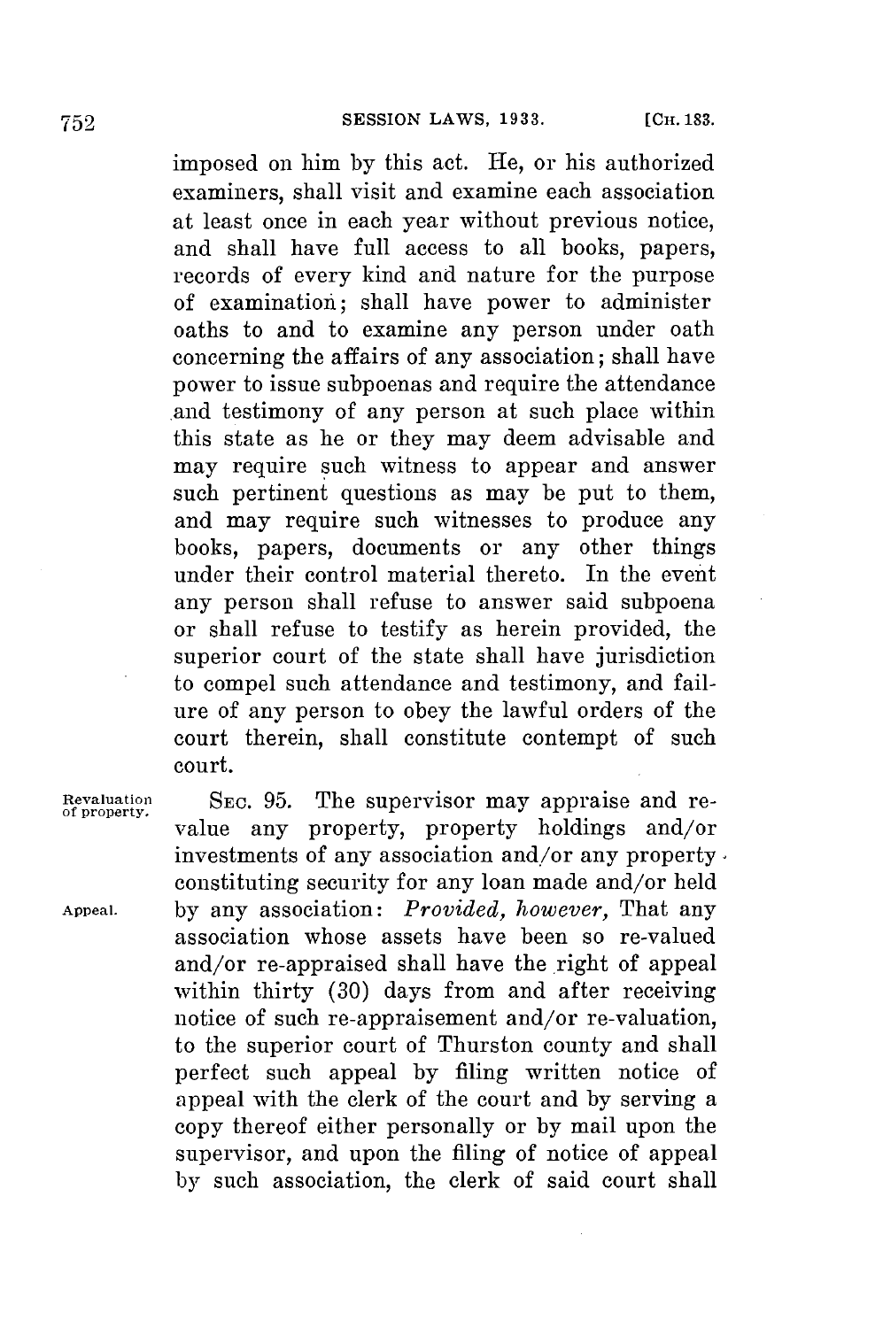imposed on him by this act. He, or his authorized examiners, shall visit and examine each association at least once in each year without previous notice, and shall have full access to all books, papers, records of every kind and nature for the purpose of examination; shall have power to administer oaths to and to examine any person under oath concerning the affairs of any association; shall have power to issue subpoenas and require the attendance and testimony of any person at such place within this state as he or they may deem advisable and may require such witness to appear and answer such pertinent questions as may be put to them, and may require such witnesses to produce any books, papers, documents or any other things under their control material thereto. In the event any person shall refuse to answer said subpoena or shall refuse to testify as herein provided, the superior court of the state shall have jurisdiction to compel such attendance and testimony, and failure of any person to obey the lawful orders of the court therein, shall constitute contempt of such court.

Revaluation of property.

SEC. 95. The supervisor may appraise and revalue any property, property holdings and/or investments of any association and/or any property constituting security for any loan made and/or held by any association: *Provided, however,* That any association whose assets have been so re-valued and/or re-appraised shall have the right of appeal within thirty (30) days from and after receiving notice of such re-appraisement and/or re-valuation, to the superior court of Thurston county and shall perfect such appeal by filing written notice of appeal with the clerk of the court and by serving a copy thereof either personally or by mail upon the supervisor, and upon the filing of notice of appeal by such association, the clerk of said court shall

Appeal.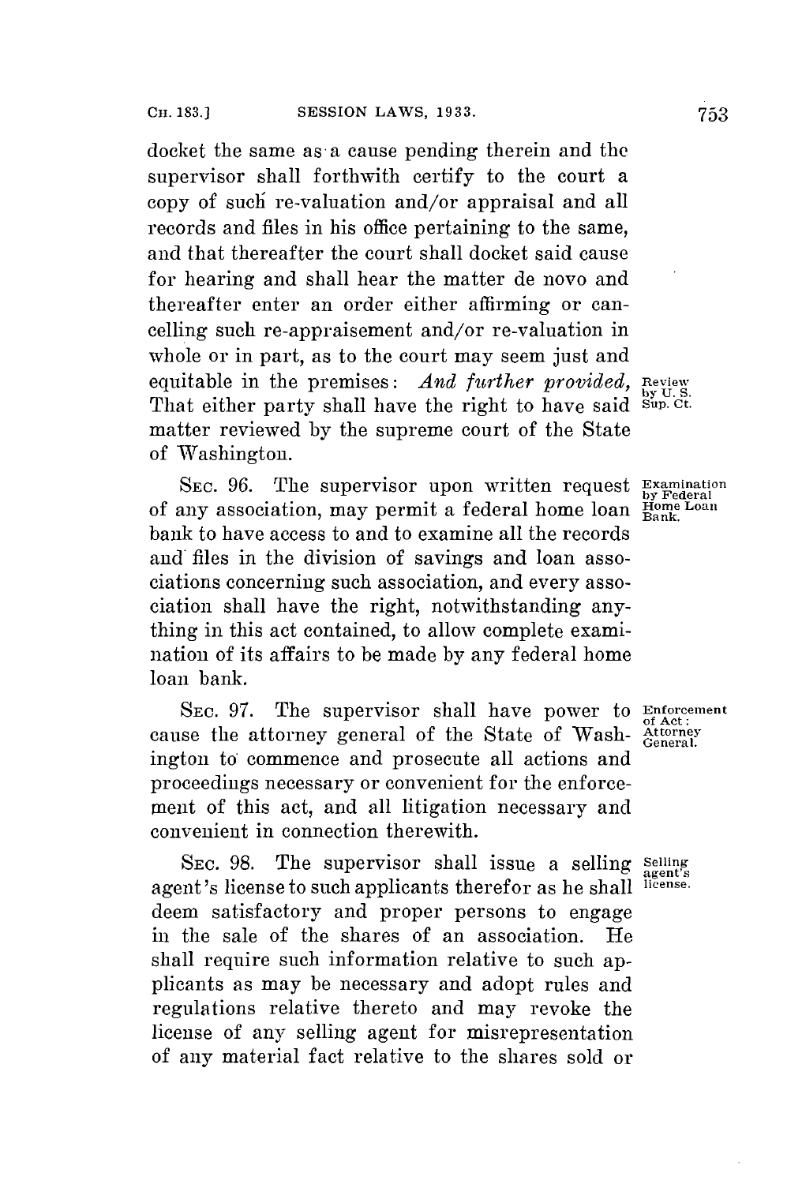docket the same as a cause pending therein and the supervisor shall forthwith certify to the court a copy of such re-valuation and/or appraisal and all records and files in his office pertaining to the same, and that thereafter the court shall docket said cause for hearing and shall hear the matter de novo and thereafter enter an order either affirming or cancelling such re-appraisement and/or re-valuation in whole or in part, as to the court may seem just and equitable in the premises: *And further provided,* That either party shall have the right to have said matter reviewed by the supreme court of the State of Washington.

Review by U. S. Sup. Ct.

SEC. 96. The supervisor upon written request of any association, may permit a federal home loan bank to have access to and to examine all the records and files in the division of savings and loan associations concerning such association, and every association shall have the right, notwithstanding anything in this act contained, to allow complete examination of its affairs to be made by any federal home loan bank.

Examination by Federal Home Loan Bank.

SEC. 97. The supervisor shall have power to cause the attorney general of the State of Washington to commence and prosecute all actions and proceedings necessary or convenient for the enforcement of this act, and all litigation necessary and convenient in connection therewith.

Enforcement of Act: Attorney General.

SEC. 98. The supervisor shall issue a selling agent's license to such applicants therefor as he shall deem satisfactory and proper persons to engage in the sale of the shares of an association. He shall require such information relative to such applicants as may be necessary and adopt rules and regulations relative thereto and may revoke the license of any selling agent for misrepresentation of any material fact relative to the shares sold or

Selling agent's license.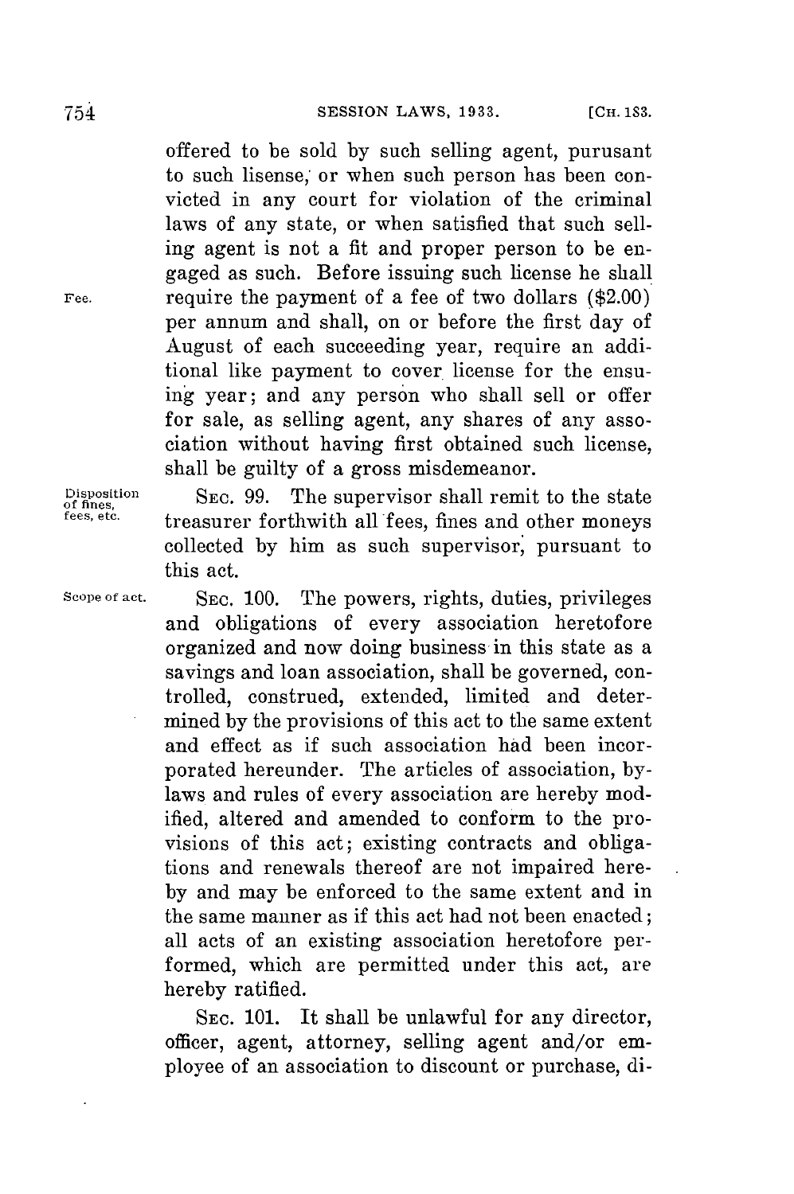offered to be sold by such selling agent, purusant to such lisense, or when such person has been convicted in any court for violation of the criminal laws of any state, or when satisfied that such selling agent is not a fit and proper person to be engaged as such. Before issuing such license he shall require the payment of a fee of two dollars ($2.00) per annum and shall, on or before the first day of August of each succeeding year, require an additional like payment to cover license for the ensuing year; and any person who shall sell or offer for sale, as selling agent, any shares of any association without having first obtained such license, shall be guilty of a gross misdemeanor.

Fee.

Disposition of fines, fees, etc.

SEC. 99. The supervisor shall remit to the state treasurer forthwith all fees, fines and other moneys collected by him as such supervisor, pursuant to this act.

Scope of act.

SEC. 100. The powers, rights, duties, privileges and obligations of every association heretofore organized and now doing business in this state as a savings and loan association, shall be governed, controlled, construed, extended, limited and determined by the provisions of this act to the same extent and effect as if such association had been incorporated hereunder. The articles of association, by-laws and rules of every association are hereby modified, altered and amended to conform to the provisions of this act; existing contracts and obligations and renewals thereof are not impaired hereby and may be enforced to the same extent and in the same manner as if this act had not been enacted; all acts of an existing association heretofore performed, which are permitted under this act, are hereby ratified.

SEC. 101. It shall be unlawful for any director, officer, agent, attorney, selling agent and/or employee of an association to discount or purchase, di-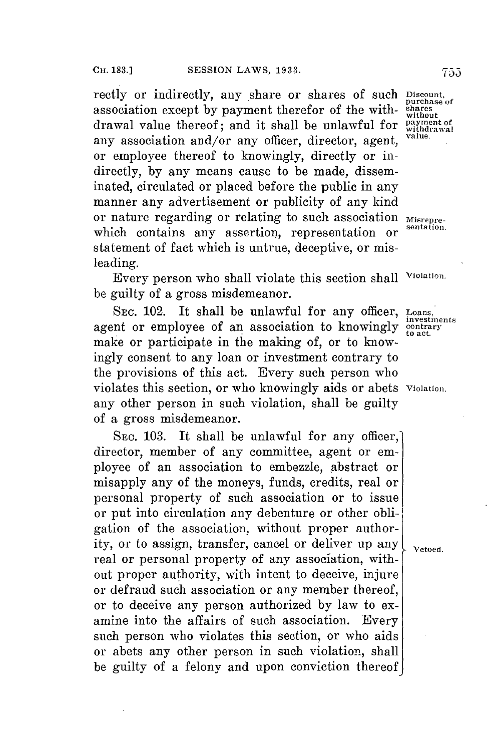rectly or indirectly, any share or shares of such association except by payment therefor of the withdrawal value thereof; and it shall be unlawful for any association and/or any officer, director, agent, or employee thereof to knowingly, directly or indirectly, by any means cause to be made, disseminated, circulated or placed before the public in any manner any advertisement or publicity of any kind or nature regarding or relating to such association which contains any assertion, representation or statement of fact which is untrue, deceptive, or misleading.

Discount, purchase of shares without payment of withdrawal value.

Misrepresentation.

Every person who shall violate this section shall be guilty of a gross misdemeanor.

Violation.

SEC. 102. It shall be unlawful for any officer, agent or employee of an association to knowingly make or participate in the making of, or to knowingly consent to any loan or investment contrary to the provisions of this act. Every such person who violates this section, or who knowingly aids or abets any other person in such violation, shall be guilty of a gross misdemeanor.

Loans, investments contrary to act.

Violation.

SEC. 103. It shall be unlawful for any officer, director, member of any committee, agent or employee of an association to embezzle, abstract or misapply any of the moneys, funds, credits, real or personal property of such association or to issue or put into circulation any debenture or other obligation of the association, without proper authority, or to assign, transfer, cancel or deliver up any real or personal property of any association, without proper authority, with intent to deceive, injure or defraud such association or any member thereof, or to deceive any person authorized by law to examine into the affairs of such association. Every such person who violates this section, or who aids or abets any other person in such violation, shall be guilty of a felony and upon conviction thereof

Vetoed.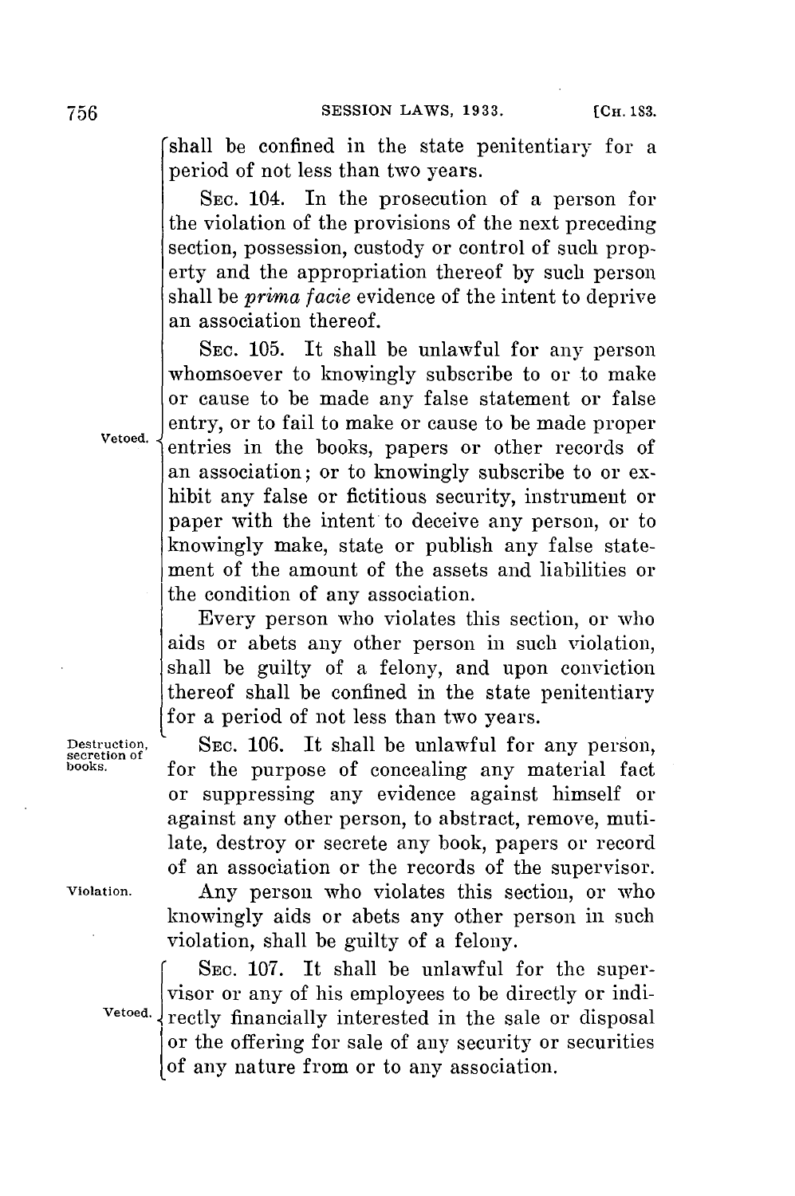shall be confined in the state penitentiary for a period of not less than two years.

SEC. 104. In the prosecution of a person for the violation of the provisions of the next preceding section, possession, custody or control of such property and the appropriation thereof by such person shall be *prima facie* evidence of the intent to deprive an association thereof.

Vetoed.

SEC. 105. It shall be unlawful for any person whomsoever to knowingly subscribe to or to make or cause to be made any false statement or false entry, or to fail to make or cause to be made proper entries in the books, papers or other records of an association; or to knowingly subscribe to or exhibit any false or fictitious security, instrument or paper with the intent to deceive any person, or to knowingly make, state or publish any false statement of the amount of the assets and liabilities or the condition of any association.

Every person who violates this section, or who aids or abets any other person in such violation, shall be guilty of a felony, and upon conviction thereof shall be confined in the state penitentiary for a period of not less than two years.

Destruction, secretion of books.

SEC. 106. It shall be unlawful for any person, for the purpose of concealing any material fact or suppressing any evidence against himself or against any other person, to abstract, remove, mutilate, destroy or secrete any book, papers or record of an association or the records of the supervisor.

Violation.

Any person who violates this section, or who knowingly aids or abets any other person in such violation, shall be guilty of a felony.

Vetoed.

SEC. 107. It shall be unlawful for the supervisor or any of his employees to be directly or indirectly financially interested in the sale or disposal or the offering for sale of any security or securities of any nature from or to any association.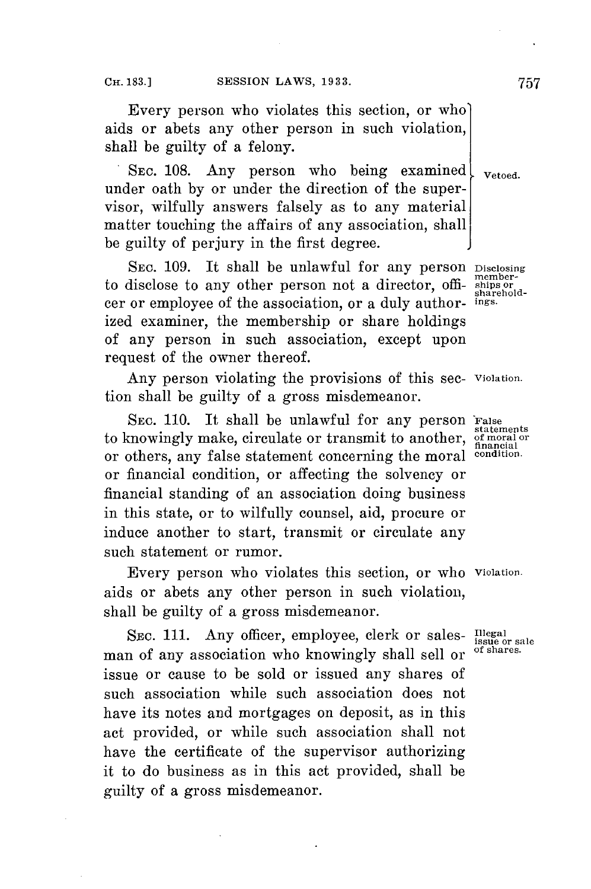Every person who violates this section, or who aids or abets any other person in such violation, shall be guilty of a felony.

SEC. 108. Any person who being examined under oath by or under the direction of the supervisor, wilfully answers falsely as to any material matter touching the affairs of any association, shall be guilty of perjury in the first degree. Vetoed.

SEC. 109. It shall be unlawful for any person to disclose to any other person not a director, officer or employee of the association, or a duly authorized examiner, the membership or share holdings of any person in such association, except upon request of the owner thereof. Disclosing memberships or shareholdings.

Any person violating the provisions of this section shall be guilty of a gross misdemeanor. Violation.

SEC. 110. It shall be unlawful for any person to knowingly make, circulate or transmit to another, or others, any false statement concerning the moral or financial condition, or affecting the solvency or financial standing of an association doing business in this state, or to wilfully counsel, aid, procure or induce another to start, transmit or circulate any such statement or rumor. False statements of moral or financial condition.

Every person who violates this section, or who aids or abets any other person in such violation, shall be guilty of a gross misdemeanor. Violation.

SEC. 111. Any officer, employee, clerk or salesman of any association who knowingly shall sell or issue or cause to be sold or issued any shares of such association while such association does not have its notes and mortgages on deposit, as in this act provided, or while such association shall not have the certificate of the supervisor authorizing it to do business as in this act provided, shall be guilty of a gross misdemeanor. Illegal issue or sale of shares.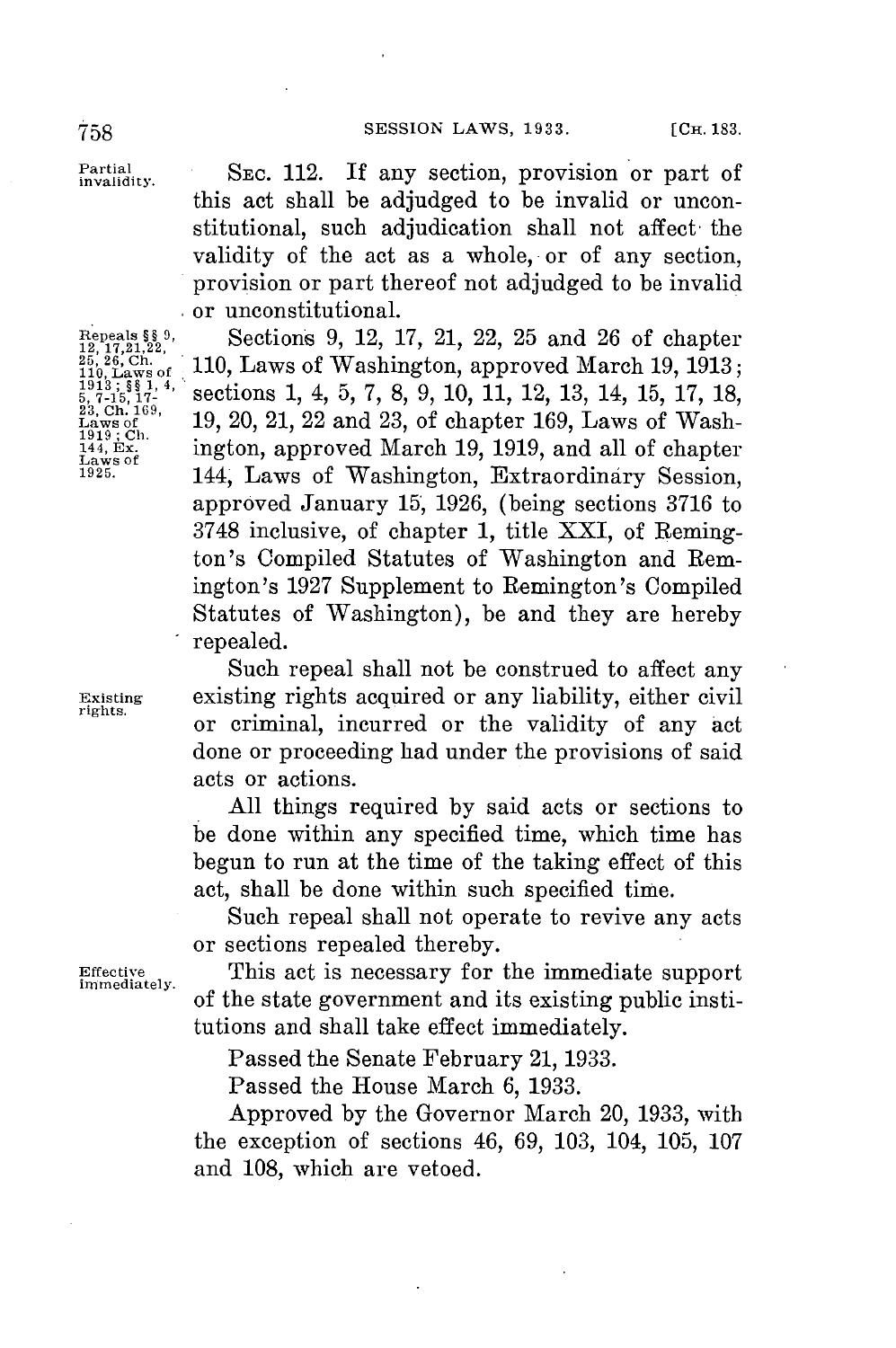Partial invalidity.

SEC. 112. If any section, provision or part of this act shall be adjudged to be invalid or unconstitutional, such adjudication shall not affect the validity of the act as a whole, or of any section, provision or part thereof not adjudged to be invalid or unconstitutional.

Repeals §§ 9, 12, 17, 21, 22, 25, 26, Ch. 110, Laws of 1913; §§ 1, 4, 5, 7-15, 17-23, Ch. 169, Laws of 1919; Ch. 144, Ex. Laws of 1925.

Sections 9, 12, 17, 21, 22, 25 and 26 of chapter 110, Laws of Washington, approved March 19, 1913; sections 1, 4, 5, 7, 8, 9, 10, 11, 12, 13, 14, 15, 17, 18, 19, 20, 21, 22 and 23, of chapter 169, Laws of Washington, approved March 19, 1919, and all of chapter 144, Laws of Washington, Extraordinary Session, approved January 15, 1926, (being sections 3716 to 3748 inclusive, of chapter 1, title XXI, of Remington's Compiled Statutes of Washington and Remington's 1927 Supplement to Remington's Compiled Statutes of Washington), be and they are hereby repealed.

Existing rights.

Such repeal shall not be construed to affect any existing rights acquired or any liability, either civil or criminal, incurred or the validity of any act done or proceeding had under the provisions of said acts or actions.

All things required by said acts or sections to be done within any specified time, which time has begun to run at the time of the taking effect of this act, shall be done within such specified time.

Such repeal shall not operate to revive any acts or sections repealed thereby.

Effective immediately.

This act is necessary for the immediate support of the state government and its existing public institutions and shall take effect immediately.

Passed the Senate February 21, 1933.

Passed the House March 6, 1933.

Approved by the Governor March 20, 1933, with the exception of sections 46, 69, 103, 104, 105, 107 and 108, which are vetoed.